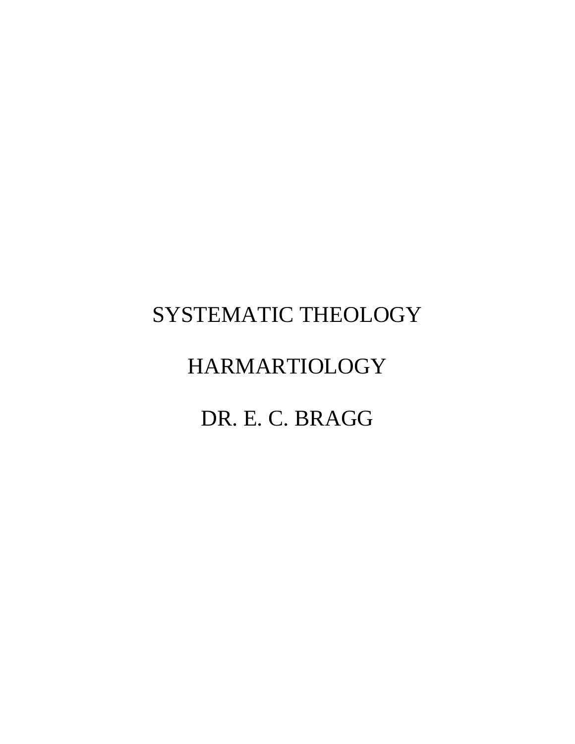# SYSTEMATIC THEOLOGY

# HARMARTIOLOGY

DR. E. C. BRAGG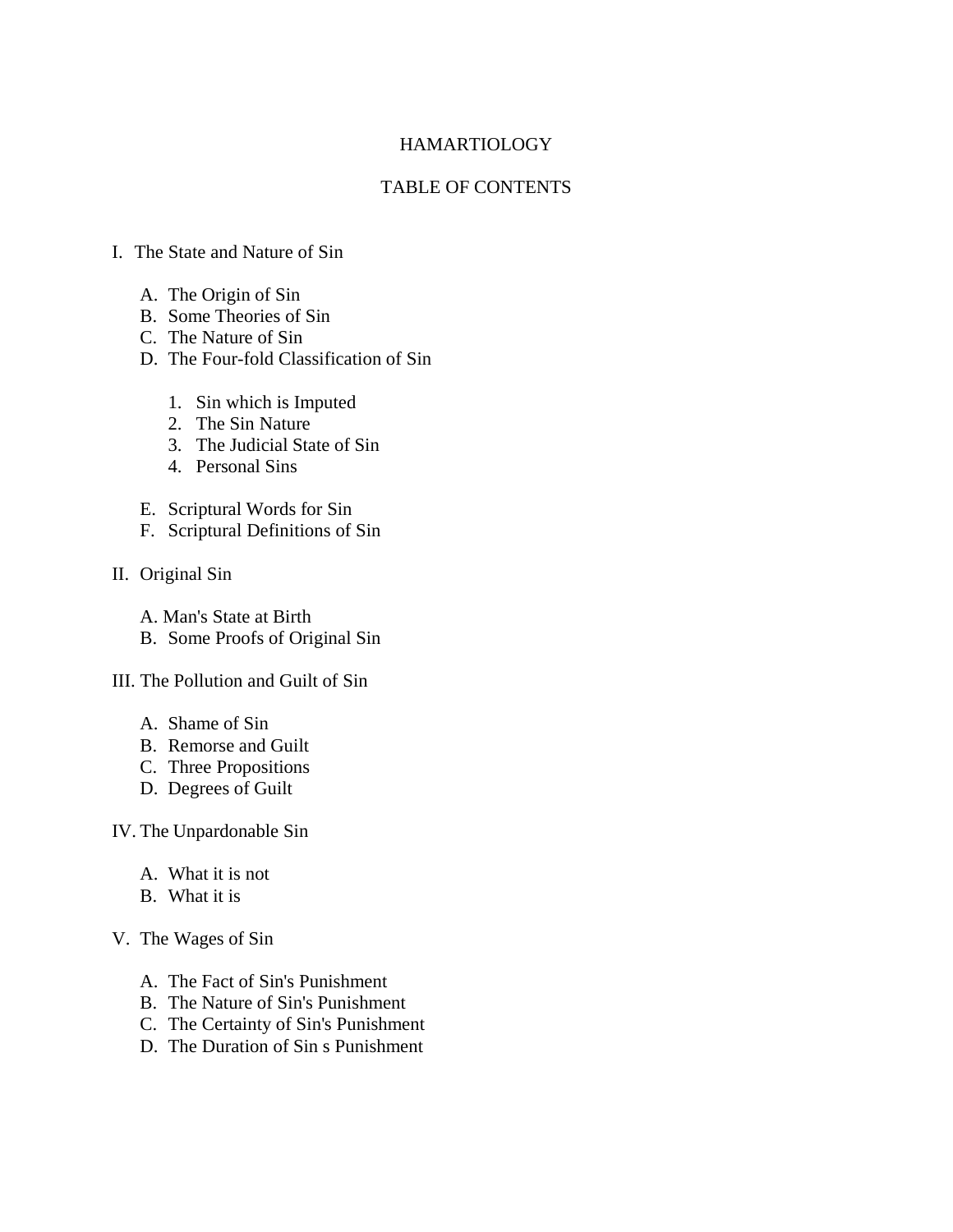# HAMARTIOLOGY

## TABLE OF CONTENTS

I. The State and Nature of Sin

   A. The Origin of Sin
   B. Some Theories of Sin
   C. The Nature of Sin
   D. The Four-fold Classification of Sin

      1. Sin which is Imputed
      2. The Sin Nature
      3. The Judicial State of Sin
      4. Personal Sins

   E. Scriptural Words for Sin
   F. Scriptural Definitions of Sin

II. Original Sin

   A. Man's State at Birth
   B. Some Proofs of Original Sin

III. The Pollution and Guilt of Sin

   A. Shame of Sin
   B. Remorse and Guilt
   C. Three Propositions
   D. Degrees of Guilt

IV. The Unpardonable Sin

   A. What it is not
   B. What it is

V. The Wages of Sin

   A. The Fact of Sin's Punishment
   B. The Nature of Sin's Punishment
   C. The Certainty of Sin's Punishment
   D. The Duration of Sin s Punishment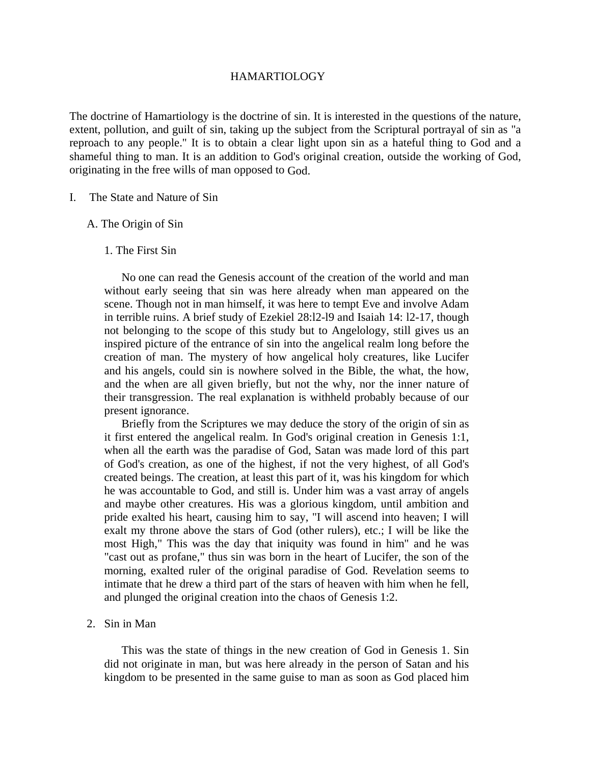# HAMARTIOLOGY

The doctrine of Hamartiology is the doctrine of sin. It is interested in the questions of the nature, extent, pollution, and guilt of sin, taking up the subject from the Scriptural portrayal of sin as "a reproach to any people." It is to obtain a clear light upon sin as a hateful thing to God and a shameful thing to man. It is an addition to God's original creation, outside the working of God, originating in the free wills of man opposed to God.

## I. The State and Nature of Sin

### A. The Origin of Sin

#### 1. The First Sin

No one can read the Genesis account of the creation of the world and man without early seeing that sin was here already when man appeared on the scene. Though not in man himself, it was here to tempt Eve and involve Adam in terrible ruins. A brief study of Ezekiel 28:l2-l9 and Isaiah 14: l2-17, though not belonging to the scope of this study but to Angelology, still gives us an inspired picture of the entrance of sin into the angelical realm long before the creation of man. The mystery of how angelical holy creatures, like Lucifer and his angels, could sin is nowhere solved in the Bible, the what, the how, and the when are all given briefly, but not the why, nor the inner nature of their transgression. The real explanation is withheld probably because of our present ignorance.

Briefly from the Scriptures we may deduce the story of the origin of sin as it first entered the angelical realm. In God's original creation in Genesis 1:1, when all the earth was the paradise of God, Satan was made lord of this part of God's creation, as one of the highest, if not the very highest, of all God's created beings. The creation, at least this part of it, was his kingdom for which he was accountable to God, and still is. Under him was a vast array of angels and maybe other creatures. His was a glorious kingdom, until ambition and pride exalted his heart, causing him to say, "I will ascend into heaven; I will exalt my throne above the stars of God (other rulers), etc.; I will be like the most High," This was the day that iniquity was found in him" and he was "cast out as profane," thus sin was born in the heart of Lucifer, the son of the morning, exalted ruler of the original paradise of God. Revelation seems to intimate that he drew a third part of the stars of heaven with him when he fell, and plunged the original creation into the chaos of Genesis 1:2.

#### 2. Sin in Man

This was the state of things in the new creation of God in Genesis 1. Sin did not originate in man, but was here already in the person of Satan and his kingdom to be presented in the same guise to man as soon as God placed him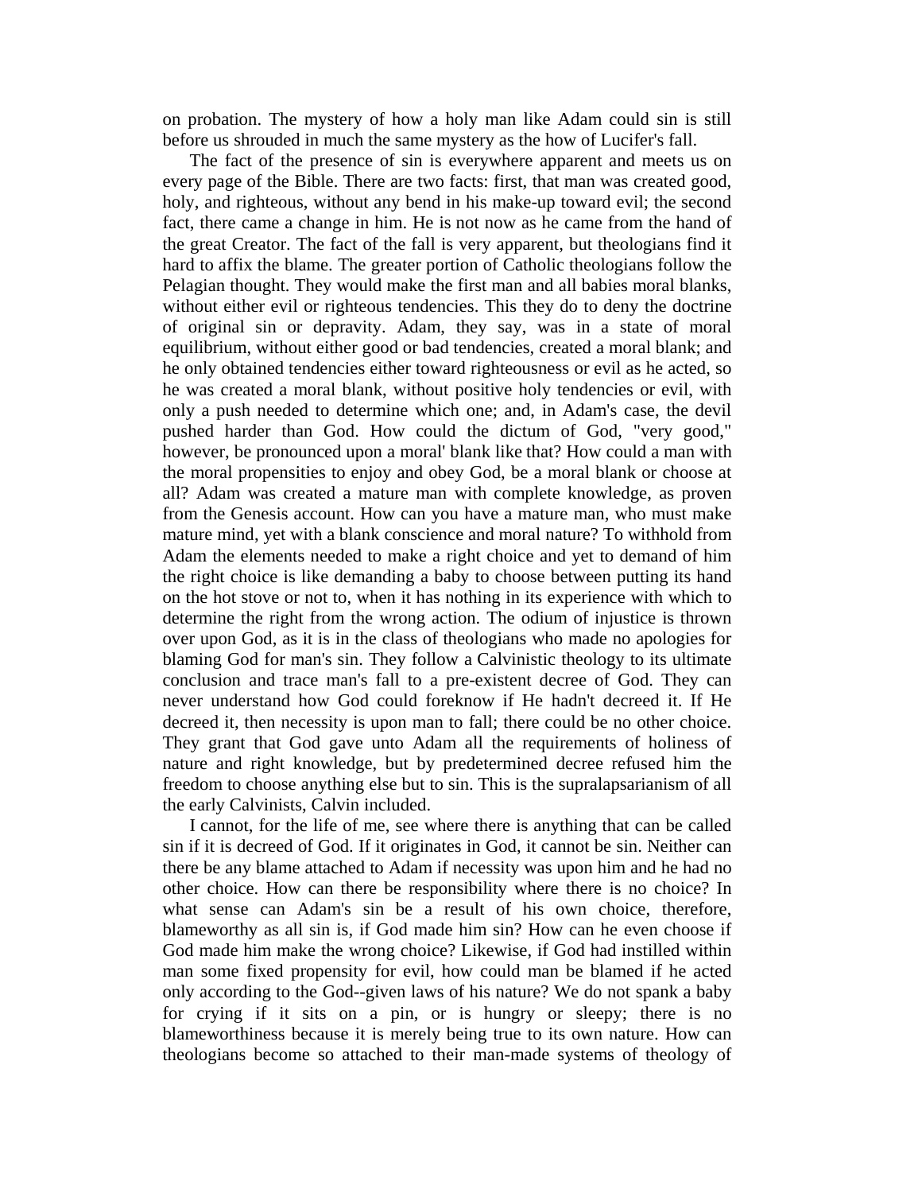on probation. The mystery of how a holy man like Adam could sin is still before us shrouded in much the same mystery as the how of Lucifer's fall.

The fact of the presence of sin is everywhere apparent and meets us on every page of the Bible. There are two facts: first, that man was created good, holy, and righteous, without any bend in his make-up toward evil; the second fact, there came a change in him. He is not now as he came from the hand of the great Creator. The fact of the fall is very apparent, but theologians find it hard to affix the blame. The greater portion of Catholic theologians follow the Pelagian thought. They would make the first man and all babies moral blanks, without either evil or righteous tendencies. This they do to deny the doctrine of original sin or depravity. Adam, they say, was in a state of moral equilibrium, without either good or bad tendencies, created a moral blank; and he only obtained tendencies either toward righteousness or evil as he acted, so he was created a moral blank, without positive holy tendencies or evil, with only a push needed to determine which one; and, in Adam's case, the devil pushed harder than God. How could the dictum of God, "very good," however, be pronounced upon a moral' blank like that? How could a man with the moral propensities to enjoy and obey God, be a moral blank or choose at all? Adam was created a mature man with complete knowledge, as proven from the Genesis account. How can you have a mature man, who must make mature mind, yet with a blank conscience and moral nature? To withhold from Adam the elements needed to make a right choice and yet to demand of him the right choice is like demanding a baby to choose between putting its hand on the hot stove or not to, when it has nothing in its experience with which to determine the right from the wrong action. The odium of injustice is thrown over upon God, as it is in the class of theologians who made no apologies for blaming God for man's sin. They follow a Calvinistic theology to its ultimate conclusion and trace man's fall to a pre-existent decree of God. They can never understand how God could foreknow if He hadn't decreed it. If He decreed it, then necessity is upon man to fall; there could be no other choice. They grant that God gave unto Adam all the requirements of holiness of nature and right knowledge, but by predetermined decree refused him the freedom to choose anything else but to sin. This is the supralapsarianism of all the early Calvinists, Calvin included.

I cannot, for the life of me, see where there is anything that can be called sin if it is decreed of God. If it originates in God, it cannot be sin. Neither can there be any blame attached to Adam if necessity was upon him and he had no other choice. How can there be responsibility where there is no choice? In what sense can Adam's sin be a result of his own choice, therefore, blameworthy as all sin is, if God made him sin? How can he even choose if God made him make the wrong choice? Likewise, if God had instilled within man some fixed propensity for evil, how could man be blamed if he acted only according to the God--given laws of his nature? We do not spank a baby for crying if it sits on a pin, or is hungry or sleepy; there is no blameworthiness because it is merely being true to its own nature. How can theologians become so attached to their man-made systems of theology of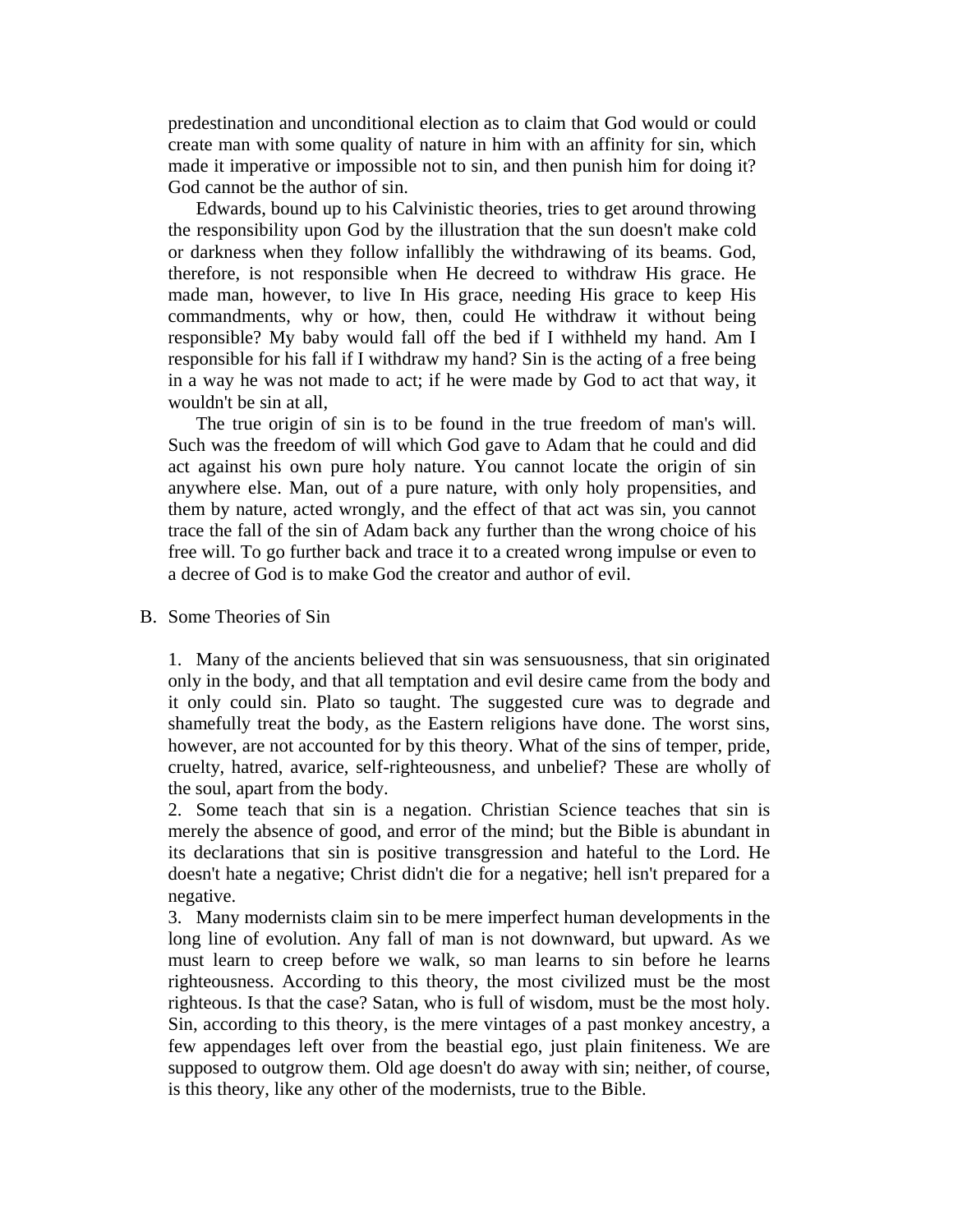predestination and unconditional election as to claim that God would or could create man with some quality of nature in him with an affinity for sin, which made it imperative or impossible not to sin, and then punish him for doing it? God cannot be the author of sin.

Edwards, bound up to his Calvinistic theories, tries to get around throwing the responsibility upon God by the illustration that the sun doesn't make cold or darkness when they follow infallibly the withdrawing of its beams. God, therefore, is not responsible when He decreed to withdraw His grace. He made man, however, to live In His grace, needing His grace to keep His commandments, why or how, then, could He withdraw it without being responsible? My baby would fall off the bed if I withheld my hand. Am I responsible for his fall if I withdraw my hand? Sin is the acting of a free being in a way he was not made to act; if he were made by God to act that way, it wouldn't be sin at all,

The true origin of sin is to be found in the true freedom of man's will. Such was the freedom of will which God gave to Adam that he could and did act against his own pure holy nature. You cannot locate the origin of sin anywhere else. Man, out of a pure nature, with only holy propensities, and them by nature, acted wrongly, and the effect of that act was sin, you cannot trace the fall of the sin of Adam back any further than the wrong choice of his free will. To go further back and trace it to a created wrong impulse or even to a decree of God is to make God the creator and author of evil.

B. Some Theories of Sin

1. Many of the ancients believed that sin was sensuousness, that sin originated only in the body, and that all temptation and evil desire came from the body and it only could sin. Plato so taught. The suggested cure was to degrade and shamefully treat the body, as the Eastern religions have done. The worst sins, however, are not accounted for by this theory. What of the sins of temper, pride, cruelty, hatred, avarice, self-righteousness, and unbelief? These are wholly of the soul, apart from the body.

2. Some teach that sin is a negation. Christian Science teaches that sin is merely the absence of good, and error of the mind; but the Bible is abundant in its declarations that sin is positive transgression and hateful to the Lord. He doesn't hate a negative; Christ didn't die for a negative; hell isn't prepared for a negative.

3. Many modernists claim sin to be mere imperfect human developments in the long line of evolution. Any fall of man is not downward, but upward. As we must learn to creep before we walk, so man learns to sin before he learns righteousness. According to this theory, the most civilized must be the most righteous. Is that the case? Satan, who is full of wisdom, must be the most holy. Sin, according to this theory, is the mere vintages of a past monkey ancestry, a few appendages left over from the beastial ego, just plain finiteness. We are supposed to outgrow them. Old age doesn't do away with sin; neither, of course, is this theory, like any other of the modernists, true to the Bible.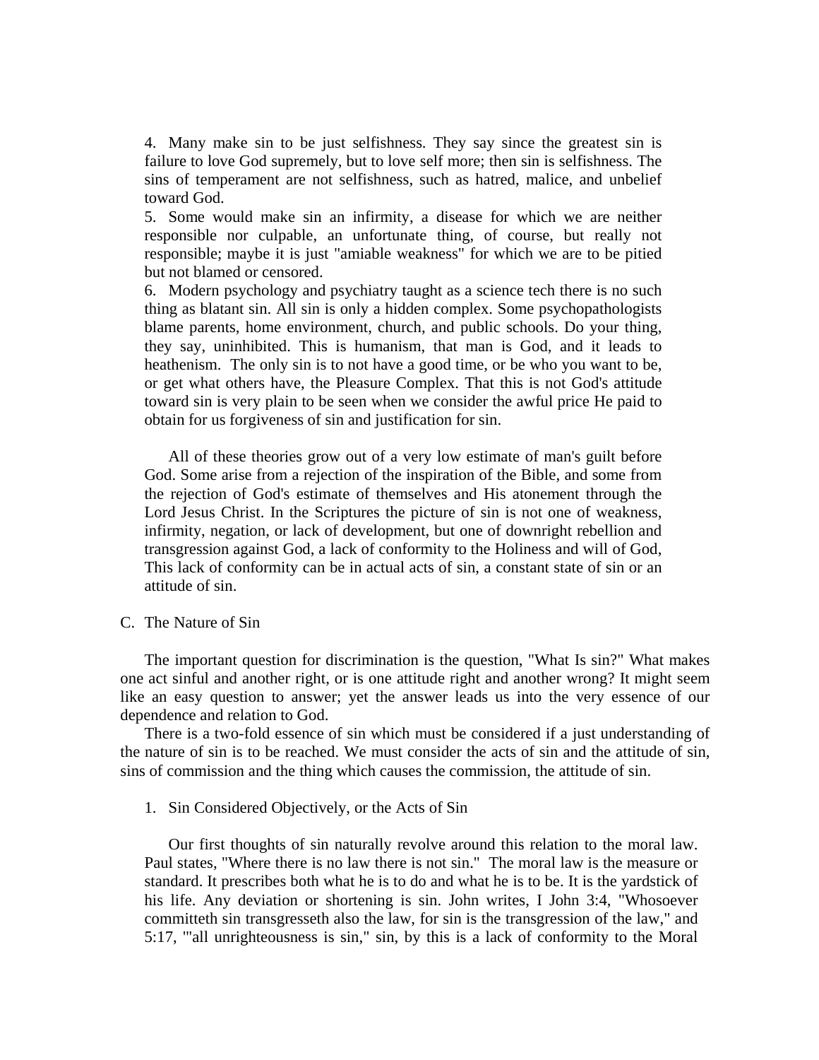4. Many make sin to be just selfishness. They say since the greatest sin is failure to love God supremely, but to love self more; then sin is selfishness. The sins of temperament are not selfishness, such as hatred, malice, and unbelief toward God.

5. Some would make sin an infirmity, a disease for which we are neither responsible nor culpable, an unfortunate thing, of course, but really not responsible; maybe it is just "amiable weakness" for which we are to be pitied but not blamed or censored.

6. Modern psychology and psychiatry taught as a science tech there is no such thing as blatant sin. All sin is only a hidden complex. Some psychopathologists blame parents, home environment, church, and public schools. Do your thing, they say, uninhibited. This is humanism, that man is God, and it leads to heathenism. The only sin is to not have a good time, or be who you want to be, or get what others have, the Pleasure Complex. That this is not God's attitude toward sin is very plain to be seen when we consider the awful price He paid to obtain for us forgiveness of sin and justification for sin.

All of these theories grow out of a very low estimate of man's guilt before God. Some arise from a rejection of the inspiration of the Bible, and some from the rejection of God's estimate of themselves and His atonement through the Lord Jesus Christ. In the Scriptures the picture of sin is not one of weakness, infirmity, negation, or lack of development, but one of downright rebellion and transgression against God, a lack of conformity to the Holiness and will of God, This lack of conformity can be in actual acts of sin, a constant state of sin or an attitude of sin.

## C. The Nature of Sin

The important question for discrimination is the question, "What Is sin?" What makes one act sinful and another right, or is one attitude right and another wrong? It might seem like an easy question to answer; yet the answer leads us into the very essence of our dependence and relation to God.

There is a two-fold essence of sin which must be considered if a just understanding of the nature of sin is to be reached. We must consider the acts of sin and the attitude of sin, sins of commission and the thing which causes the commission, the attitude of sin.

### 1. Sin Considered Objectively, or the Acts of Sin

Our first thoughts of sin naturally revolve around this relation to the moral law. Paul states, "Where there is no law there is not sin." The moral law is the measure or standard. It prescribes both what he is to do and what he is to be. It is the yardstick of his life. Any deviation or shortening is sin. John writes, I John 3:4, "Whosoever committeth sin transgresseth also the law, for sin is the transgression of the law," and 5:17, '"all unrighteousness is sin," sin, by this is a lack of conformity to the Moral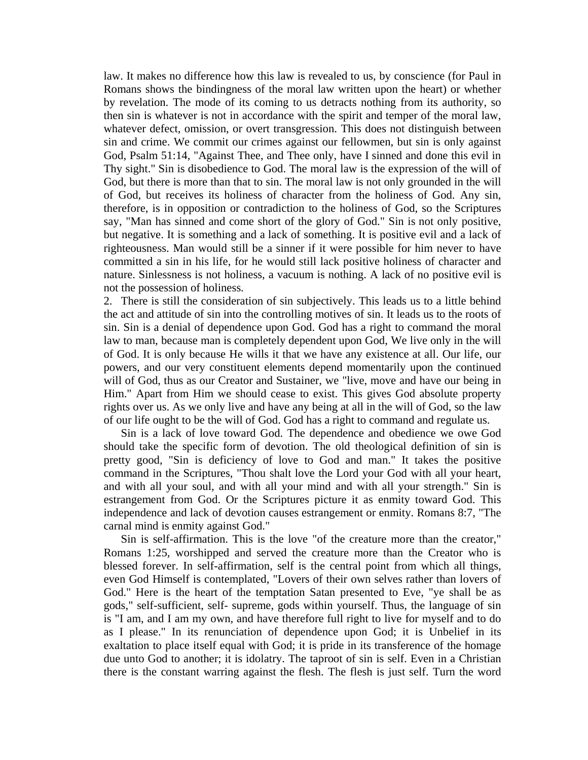law. It makes no difference how this law is revealed to us, by conscience (for Paul in Romans shows the bindingness of the moral law written upon the heart) or whether by revelation. The mode of its coming to us detracts nothing from its authority, so then sin is whatever is not in accordance with the spirit and temper of the moral law, whatever defect, omission, or overt transgression. This does not distinguish between sin and crime. We commit our crimes against our fellowmen, but sin is only against God, Psalm 51:14, "Against Thee, and Thee only, have I sinned and done this evil in Thy sight." Sin is disobedience to God. The moral law is the expression of the will of God, but there is more than that to sin. The moral law is not only grounded in the will of God, but receives its holiness of character from the holiness of God. Any sin, therefore, is in opposition or contradiction to the holiness of God, so the Scriptures say, "Man has sinned and come short of the glory of God." Sin is not only positive, but negative. It is something and a lack of something. It is positive evil and a lack of righteousness. Man would still be a sinner if it were possible for him never to have committed a sin in his life, for he would still lack positive holiness of character and nature. Sinlessness is not holiness, a vacuum is nothing. A lack of no positive evil is not the possession of holiness.

2. There is still the consideration of sin subjectively. This leads us to a little behind the act and attitude of sin into the controlling motives of sin. It leads us to the roots of sin. Sin is a denial of dependence upon God. God has a right to command the moral law to man, because man is completely dependent upon God, We live only in the will of God. It is only because He wills it that we have any existence at all. Our life, our powers, and our very constituent elements depend momentarily upon the continued will of God, thus as our Creator and Sustainer, we "live, move and have our being in Him." Apart from Him we should cease to exist. This gives God absolute property rights over us. As we only live and have any being at all in the will of God, so the law of our life ought to be the will of God. God has a right to command and regulate us.

Sin is a lack of love toward God. The dependence and obedience we owe God should take the specific form of devotion. The old theological definition of sin is pretty good, "Sin is deficiency of love to God and man." It takes the positive command in the Scriptures, "Thou shalt love the Lord your God with all your heart, and with all your soul, and with all your mind and with all your strength." Sin is estrangement from God. Or the Scriptures picture it as enmity toward God. This independence and lack of devotion causes estrangement or enmity. Romans 8:7, "The carnal mind is enmity against God."

Sin is self-affirmation. This is the love "of the creature more than the creator," Romans 1:25, worshipped and served the creature more than the Creator who is blessed forever. In self-affirmation, self is the central point from which all things, even God Himself is contemplated, "Lovers of their own selves rather than lovers of God." Here is the heart of the temptation Satan presented to Eve, "ye shall be as gods," self-sufficient, self- supreme, gods within yourself. Thus, the language of sin is "I am, and I am my own, and have therefore full right to live for myself and to do as I please." In its renunciation of dependence upon God; it is Unbelief in its exaltation to place itself equal with God; it is pride in its transference of the homage due unto God to another; it is idolatry. The taproot of sin is self. Even in a Christian there is the constant warring against the flesh. The flesh is just self. Turn the word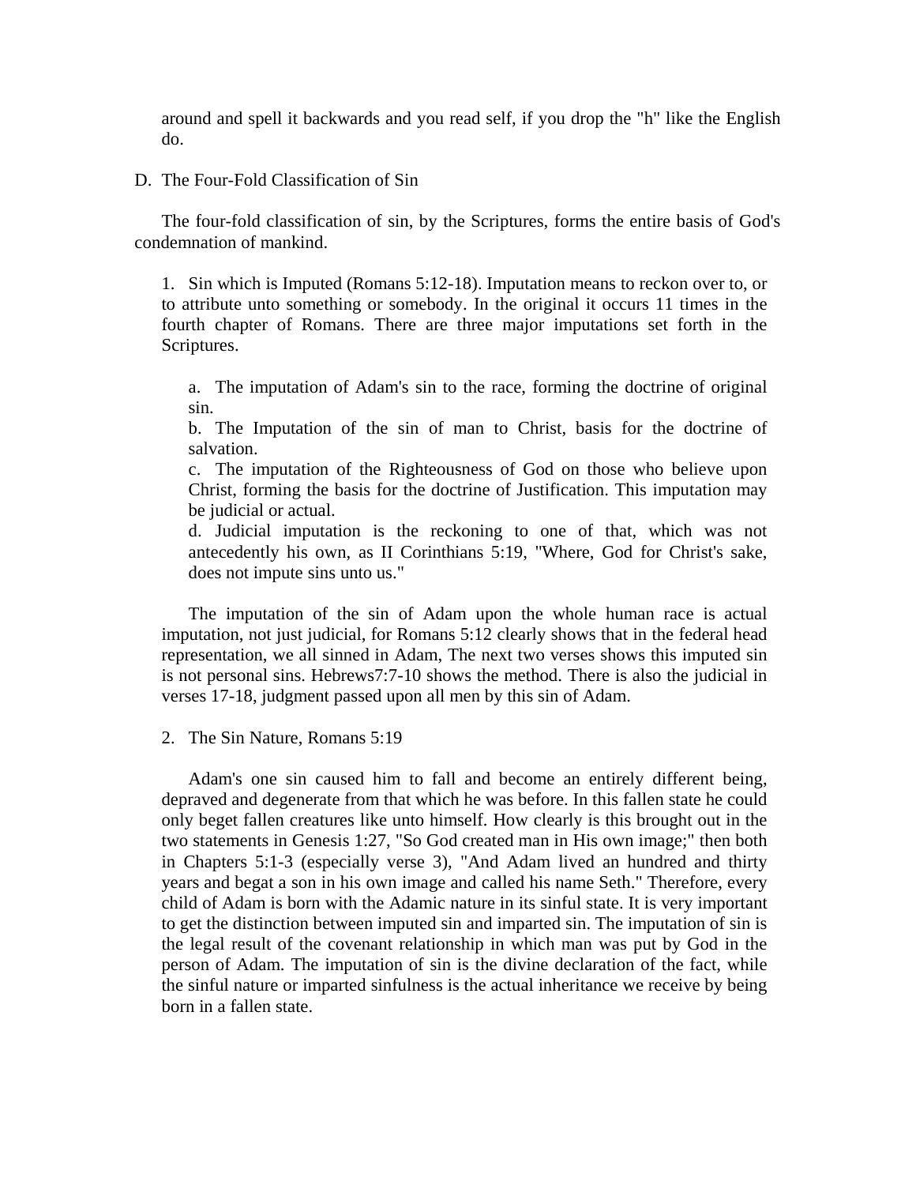around and spell it backwards and you read self, if you drop the "h" like the English do.

D. The Four-Fold Classification of Sin

The four-fold classification of sin, by the Scriptures, forms the entire basis of God's condemnation of mankind.

1. Sin which is Imputed (Romans 5:12-18). Imputation means to reckon over to, or to attribute unto something or somebody. In the original it occurs 11 times in the fourth chapter of Romans. There are three major imputations set forth in the Scriptures.

a. The imputation of Adam's sin to the race, forming the doctrine of original sin.
b. The Imputation of the sin of man to Christ, basis for the doctrine of salvation.
c. The imputation of the Righteousness of God on those who believe upon Christ, forming the basis for the doctrine of Justification. This imputation may be judicial or actual.
d. Judicial imputation is the reckoning to one of that, which was not antecedently his own, as II Corinthians 5:19, "Where, God for Christ's sake, does not impute sins unto us."

The imputation of the sin of Adam upon the whole human race is actual imputation, not just judicial, for Romans 5:12 clearly shows that in the federal head representation, we all sinned in Adam, The next two verses shows this imputed sin is not personal sins. Hebrews7:7-10 shows the method. There is also the judicial in verses 17-18, judgment passed upon all men by this sin of Adam.

2. The Sin Nature, Romans 5:19

Adam's one sin caused him to fall and become an entirely different being, depraved and degenerate from that which he was before. In this fallen state he could only beget fallen creatures like unto himself. How clearly is this brought out in the two statements in Genesis 1:27, "So God created man in His own image;" then both in Chapters 5:1-3 (especially verse 3), "And Adam lived an hundred and thirty years and begat a son in his own image and called his name Seth." Therefore, every child of Adam is born with the Adamic nature in its sinful state. It is very important to get the distinction between imputed sin and imparted sin. The imputation of sin is the legal result of the covenant relationship in which man was put by God in the person of Adam. The imputation of sin is the divine declaration of the fact, while the sinful nature or imparted sinfulness is the actual inheritance we receive by being born in a fallen state.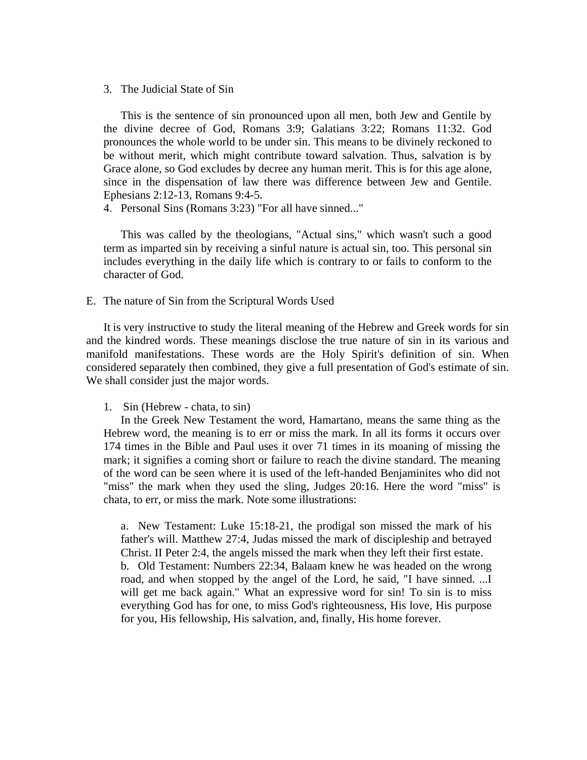3. The Judicial State of Sin

This is the sentence of sin pronounced upon all men, both Jew and Gentile by the divine decree of God, Romans 3:9; Galatians 3:22; Romans 11:32. God pronounces the whole world to be under sin. This means to be divinely reckoned to be without merit, which might contribute toward salvation. Thus, salvation is by Grace alone, so God excludes by decree any human merit. This is for this age alone, since in the dispensation of law there was difference between Jew and Gentile. Ephesians 2:12-13, Romans 9:4-5.

4. Personal Sins (Romans 3:23) "For all have sinned..."

This was called by the theologians, "Actual sins," which wasn't such a good term as imparted sin by receiving a sinful nature is actual sin, too. This personal sin includes everything in the daily life which is contrary to or fails to conform to the character of God.

E. The nature of Sin from the Scriptural Words Used

It is very instructive to study the literal meaning of the Hebrew and Greek words for sin and the kindred words. These meanings disclose the true nature of sin in its various and manifold manifestations. These words are the Holy Spirit's definition of sin. When considered separately then combined, they give a full presentation of God's estimate of sin. We shall consider just the major words.

1. Sin (Hebrew - chata, to sin)

In the Greek New Testament the word, Hamartano, means the same thing as the Hebrew word, the meaning is to err or miss the mark. In all its forms it occurs over 174 times in the Bible and Paul uses it over 71 times in its moaning of missing the mark; it signifies a coming short or failure to reach the divine standard. The meaning of the word can be seen where it is used of the left-handed Benjaminites who did not "miss" the mark when they used the sling, Judges 20:16. Here the word "miss" is chata, to err, or miss the mark. Note some illustrations:

a. New Testament: Luke 15:18-21, the prodigal son missed the mark of his father's will. Matthew 27:4, Judas missed the mark of discipleship and betrayed Christ. II Peter 2:4, the angels missed the mark when they left their first estate.
b. Old Testament: Numbers 22:34, Balaam knew he was headed on the wrong road, and when stopped by the angel of the Lord, he said, "I have sinned. ...I will get me back again." What an expressive word for sin! To sin is to miss everything God has for one, to miss God's righteousness, His love, His purpose for you, His fellowship, His salvation, and, finally, His home forever.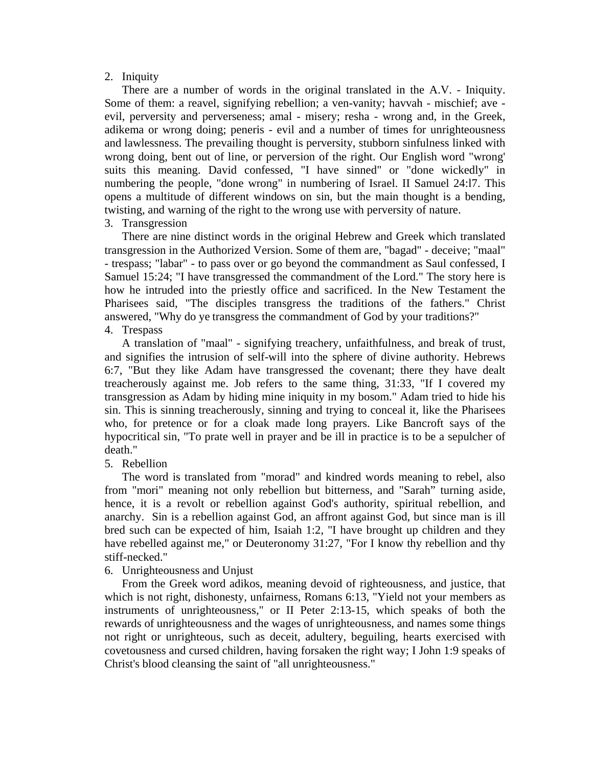2. Iniquity

There are a number of words in the original translated in the A.V. - Iniquity. Some of them: a reavel, signifying rebellion; a ven-vanity; havvah - mischief; ave - evil, perversity and perverseness; amal - misery; resha - wrong and, in the Greek, adikema or wrong doing; peneris - evil and a number of times for unrighteousness and lawlessness. The prevailing thought is perversity, stubborn sinfulness linked with wrong doing, bent out of line, or perversion of the right. Our English word "wrong' suits this meaning. David confessed, "I have sinned" or "done wickedly" in numbering the people, "done wrong" in numbering of Israel. II Samuel 24:l7. This opens a multitude of different windows on sin, but the main thought is a bending, twisting, and warning of the right to the wrong use with perversity of nature.

3. Transgression

There are nine distinct words in the original Hebrew and Greek which translated transgression in the Authorized Version. Some of them are, "bagad" - deceive; "maal" - trespass; "labar" - to pass over or go beyond the commandment as Saul confessed, I Samuel 15:24; "I have transgressed the commandment of the Lord." The story here is how he intruded into the priestly office and sacrificed. In the New Testament the Pharisees said, "The disciples transgress the traditions of the fathers." Christ answered, "Why do ye transgress the commandment of God by your traditions?"

4. Trespass

A translation of "maal" - signifying treachery, unfaithfulness, and break of trust, and signifies the intrusion of self-will into the sphere of divine authority. Hebrews 6:7, "But they like Adam have transgressed the covenant; there they have dealt treacherously against me. Job refers to the same thing, 31:33, "If I covered my transgression as Adam by hiding mine iniquity in my bosom." Adam tried to hide his sin. This is sinning treacherously, sinning and trying to conceal it, like the Pharisees who, for pretence or for a cloak made long prayers. Like Bancroft says of the hypocritical sin, "To prate well in prayer and be ill in practice is to be a sepulcher of death."

5. Rebellion

The word is translated from "morad" and kindred words meaning to rebel, also from "mori" meaning not only rebellion but bitterness, and "Sarah" turning aside, hence, it is a revolt or rebellion against God's authority, spiritual rebellion, and anarchy. Sin is a rebellion against God, an affront against God, but since man is ill bred such can be expected of him, Isaiah 1:2, "I have brought up children and they have rebelled against me," or Deuteronomy 31:27, "For I know thy rebellion and thy stiff-necked."

6. Unrighteousness and Unjust

From the Greek word adikos, meaning devoid of righteousness, and justice, that which is not right, dishonesty, unfairness, Romans 6:13, "Yield not your members as instruments of unrighteousness," or II Peter 2:13-15, which speaks of both the rewards of unrighteousness and the wages of unrighteousness, and names some things not right or unrighteous, such as deceit, adultery, beguiling, hearts exercised with covetousness and cursed children, having forsaken the right way; I John 1:9 speaks of Christ's blood cleansing the saint of "all unrighteousness."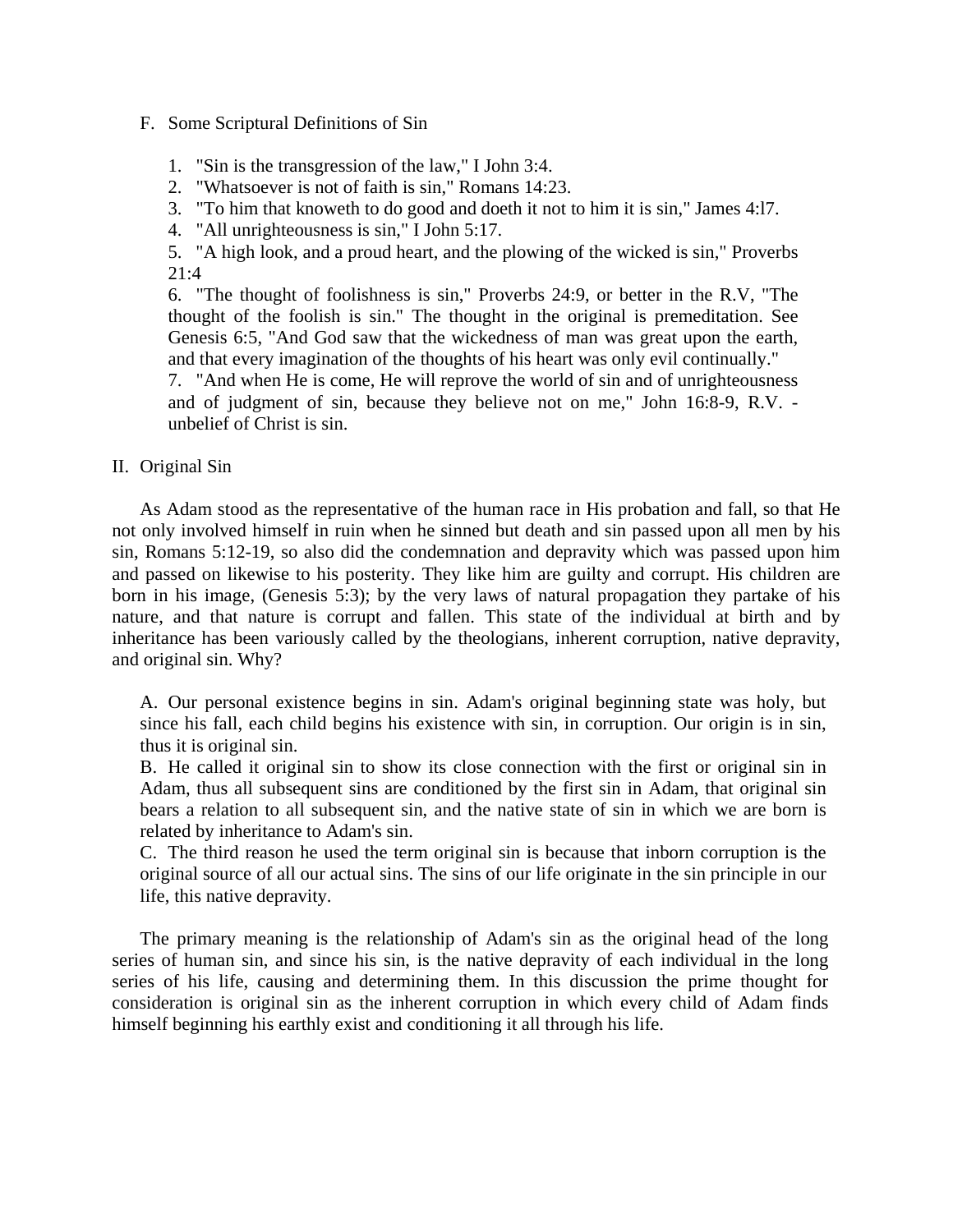F. Some Scriptural Definitions of Sin

1. "Sin is the transgression of the law," I John 3:4.
2. "Whatsoever is not of faith is sin," Romans 14:23.
3. "To him that knoweth to do good and doeth it not to him it is sin," James 4:l7.
4. "All unrighteousness is sin," I John 5:17.
5. "A high look, and a proud heart, and the plowing of the wicked is sin," Proverbs 21:4
6. "The thought of foolishness is sin," Proverbs 24:9, or better in the R.V, "The thought of the foolish is sin." The thought in the original is premeditation. See Genesis 6:5, "And God saw that the wickedness of man was great upon the earth, and that every imagination of the thoughts of his heart was only evil continually."
7. "And when He is come, He will reprove the world of sin and of unrighteousness and of judgment of sin, because they believe not on me," John 16:8-9, R.V. - unbelief of Christ is sin.

## II. Original Sin

As Adam stood as the representative of the human race in His probation and fall, so that He not only involved himself in ruin when he sinned but death and sin passed upon all men by his sin, Romans 5:12-19, so also did the condemnation and depravity which was passed upon him and passed on likewise to his posterity. They like him are guilty and corrupt. His children are born in his image, (Genesis 5:3); by the very laws of natural propagation they partake of his nature, and that nature is corrupt and fallen. This state of the individual at birth and by inheritance has been variously called by the theologians, inherent corruption, native depravity, and original sin. Why?

A. Our personal existence begins in sin. Adam's original beginning state was holy, but since his fall, each child begins his existence with sin, in corruption. Our origin is in sin, thus it is original sin.

B. He called it original sin to show its close connection with the first or original sin in Adam, thus all subsequent sins are conditioned by the first sin in Adam, that original sin bears a relation to all subsequent sin, and the native state of sin in which we are born is related by inheritance to Adam's sin.

C. The third reason he used the term original sin is because that inborn corruption is the original source of all our actual sins. The sins of our life originate in the sin principle in our life, this native depravity.

The primary meaning is the relationship of Adam's sin as the original head of the long series of human sin, and since his sin, is the native depravity of each individual in the long series of his life, causing and determining them. In this discussion the prime thought for consideration is original sin as the inherent corruption in which every child of Adam finds himself beginning his earthly exist and conditioning it all through his life.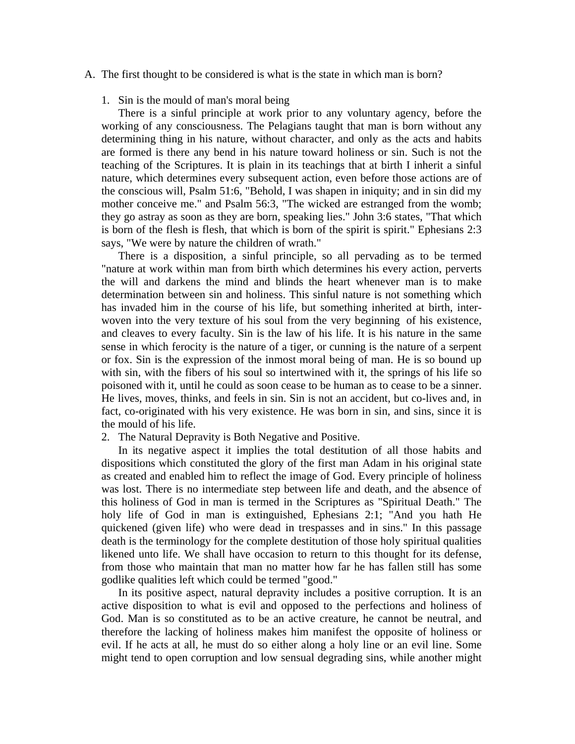A. The first thought to be considered is what is the state in which man is born?

1. Sin is the mould of man's moral being

There is a sinful principle at work prior to any voluntary agency, before the working of any consciousness. The Pelagians taught that man is born without any determining thing in his nature, without character, and only as the acts and habits are formed is there any bend in his nature toward holiness or sin. Such is not the teaching of the Scriptures. It is plain in its teachings that at birth I inherit a sinful nature, which determines every subsequent action, even before those actions are of the conscious will, Psalm 51:6, "Behold, I was shapen in iniquity; and in sin did my mother conceive me." and Psalm 56:3, "The wicked are estranged from the womb; they go astray as soon as they are born, speaking lies." John 3:6 states, "That which is born of the flesh is flesh, that which is born of the spirit is spirit." Ephesians 2:3 says, "We were by nature the children of wrath."

There is a disposition, a sinful principle, so all pervading as to be termed "nature at work within man from birth which determines his every action, perverts the will and darkens the mind and blinds the heart whenever man is to make determination between sin and holiness. This sinful nature is not something which has invaded him in the course of his life, but something inherited at birth, inter-woven into the very texture of his soul from the very beginning of his existence, and cleaves to every faculty. Sin is the law of his life. It is his nature in the same sense in which ferocity is the nature of a tiger, or cunning is the nature of a serpent or fox. Sin is the expression of the inmost moral being of man. He is so bound up with sin, with the fibers of his soul so intertwined with it, the springs of his life so poisoned with it, until he could as soon cease to be human as to cease to be a sinner. He lives, moves, thinks, and feels in sin. Sin is not an accident, but co-lives and, in fact, co-originated with his very existence. He was born in sin, and sins, since it is the mould of his life.

2. The Natural Depravity is Both Negative and Positive.

In its negative aspect it implies the total destitution of all those habits and dispositions which constituted the glory of the first man Adam in his original state as created and enabled him to reflect the image of God. Every principle of holiness was lost. There is no intermediate step between life and death, and the absence of this holiness of God in man is termed in the Scriptures as "Spiritual Death." The holy life of God in man is extinguished, Ephesians 2:1; "And you hath He quickened (given life) who were dead in trespasses and in sins." In this passage death is the terminology for the complete destitution of those holy spiritual qualities likened unto life. We shall have occasion to return to this thought for its defense, from those who maintain that man no matter how far he has fallen still has some godlike qualities left which could be termed "good."

In its positive aspect, natural depravity includes a positive corruption. It is an active disposition to what is evil and opposed to the perfections and holiness of God. Man is so constituted as to be an active creature, he cannot be neutral, and therefore the lacking of holiness makes him manifest the opposite of holiness or evil. If he acts at all, he must do so either along a holy line or an evil line. Some might tend to open corruption and low sensual degrading sins, while another might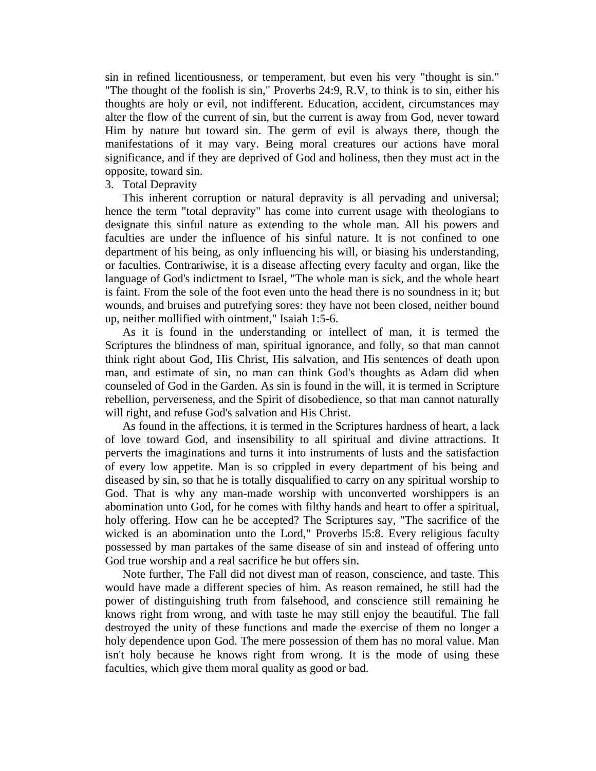sin in refined licentiousness, or temperament, but even his very "thought is sin." "The thought of the foolish is sin," Proverbs 24:9, R.V, to think is to sin, either his thoughts are holy or evil, not indifferent. Education, accident, circumstances may alter the flow of the current of sin, but the current is away from God, never toward Him by nature but toward sin. The germ of evil is always there, though the manifestations of it may vary. Being moral creatures our actions have moral significance, and if they are deprived of God and holiness, then they must act in the opposite, toward sin.

3. Total Depravity

This inherent corruption or natural depravity is all pervading and universal; hence the term "total depravity" has come into current usage with theologians to designate this sinful nature as extending to the whole man. All his powers and faculties are under the influence of his sinful nature. It is not confined to one department of his being, as only influencing his will, or biasing his understanding, or faculties. Contrariwise, it is a disease affecting every faculty and organ, like the language of God's indictment to Israel, "The whole man is sick, and the whole heart is faint. From the sole of the foot even unto the head there is no soundness in it; but wounds, and bruises and putrefying sores: they have not been closed, neither bound up, neither mollified with ointment," Isaiah 1:5-6.

As it is found in the understanding or intellect of man, it is termed the Scriptures the blindness of man, spiritual ignorance, and folly, so that man cannot think right about God, His Christ, His salvation, and His sentences of death upon man, and estimate of sin, no man can think God's thoughts as Adam did when counseled of God in the Garden. As sin is found in the will, it is termed in Scripture rebellion, perverseness, and the Spirit of disobedience, so that man cannot naturally will right, and refuse God's salvation and His Christ.

As found in the affections, it is termed in the Scriptures hardness of heart, a lack of love toward God, and insensibility to all spiritual and divine attractions. It perverts the imaginations and turns it into instruments of lusts and the satisfaction of every low appetite. Man is so crippled in every department of his being and diseased by sin, so that he is totally disqualified to carry on any spiritual worship to God. That is why any man-made worship with unconverted worshippers is an abomination unto God, for he comes with filthy hands and heart to offer a spiritual, holy offering. How can he be accepted? The Scriptures say, "The sacrifice of the wicked is an abomination unto the Lord," Proverbs l5:8. Every religious faculty possessed by man partakes of the same disease of sin and instead of offering unto God true worship and a real sacrifice he but offers sin.

Note further, The Fall did not divest man of reason, conscience, and taste. This would have made a different species of him. As reason remained, he still had the power of distinguishing truth from falsehood, and conscience still remaining he knows right from wrong, and with taste he may still enjoy the beautiful. The fall destroyed the unity of these functions and made the exercise of them no longer a holy dependence upon God. The mere possession of them has no moral value. Man isn't holy because he knows right from wrong. It is the mode of using these faculties, which give them moral quality as good or bad.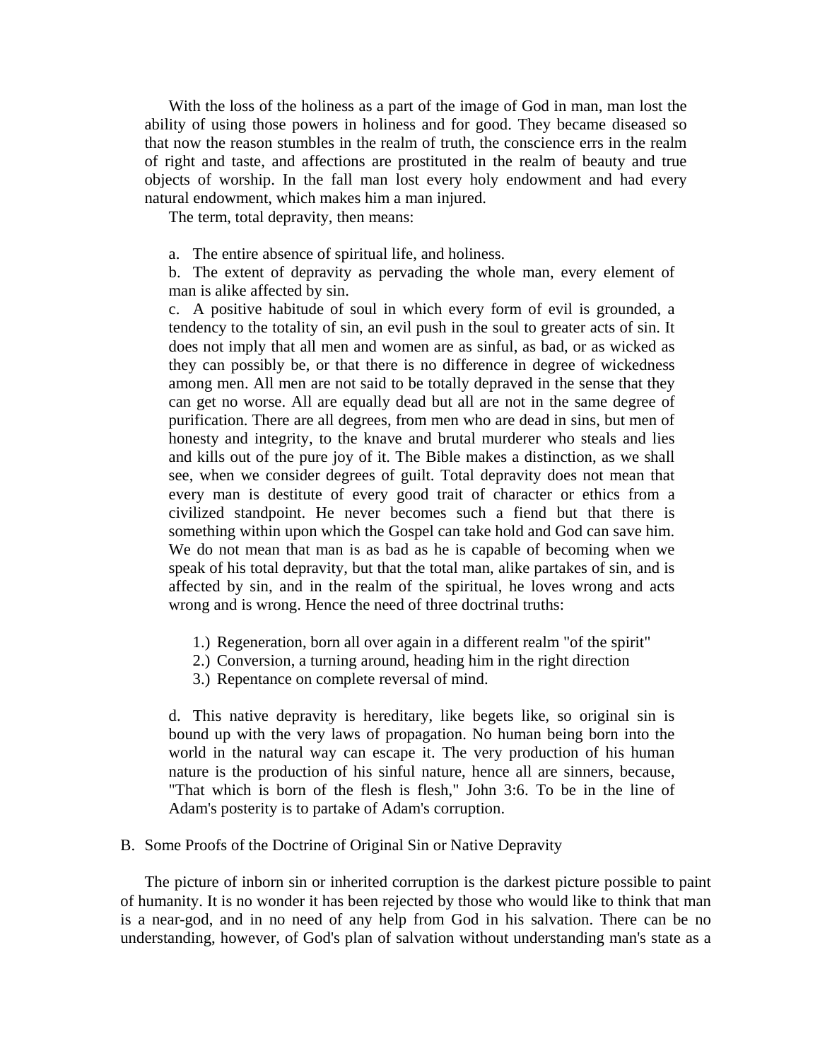With the loss of the holiness as a part of the image of God in man, man lost the ability of using those powers in holiness and for good. They became diseased so that now the reason stumbles in the realm of truth, the conscience errs in the realm of right and taste, and affections are prostituted in the realm of beauty and true objects of worship. In the fall man lost every holy endowment and had every natural endowment, which makes him a man injured.

The term, total depravity, then means:

a. The entire absence of spiritual life, and holiness.

b. The extent of depravity as pervading the whole man, every element of man is alike affected by sin.

c. A positive habitude of soul in which every form of evil is grounded, a tendency to the totality of sin, an evil push in the soul to greater acts of sin. It does not imply that all men and women are as sinful, as bad, or as wicked as they can possibly be, or that there is no difference in degree of wickedness among men. All men are not said to be totally depraved in the sense that they can get no worse. All are equally dead but all are not in the same degree of purification. There are all degrees, from men who are dead in sins, but men of honesty and integrity, to the knave and brutal murderer who steals and lies and kills out of the pure joy of it. The Bible makes a distinction, as we shall see, when we consider degrees of guilt. Total depravity does not mean that every man is destitute of every good trait of character or ethics from a civilized standpoint. He never becomes such a fiend but that there is something within upon which the Gospel can take hold and God can save him. We do not mean that man is as bad as he is capable of becoming when we speak of his total depravity, but that the total man, alike partakes of sin, and is affected by sin, and in the realm of the spiritual, he loves wrong and acts wrong and is wrong. Hence the need of three doctrinal truths:

1.) Regeneration, born all over again in a different realm "of the spirit"
2.) Conversion, a turning around, heading him in the right direction
3.) Repentance on complete reversal of mind.

d. This native depravity is hereditary, like begets like, so original sin is bound up with the very laws of propagation. No human being born into the world in the natural way can escape it. The very production of his human nature is the production of his sinful nature, hence all are sinners, because, "That which is born of the flesh is flesh," John 3:6. To be in the line of Adam's posterity is to partake of Adam's corruption.

## B. Some Proofs of the Doctrine of Original Sin or Native Depravity

The picture of inborn sin or inherited corruption is the darkest picture possible to paint of humanity. It is no wonder it has been rejected by those who would like to think that man is a near-god, and in no need of any help from God in his salvation. There can be no understanding, however, of God's plan of salvation without understanding man's state as a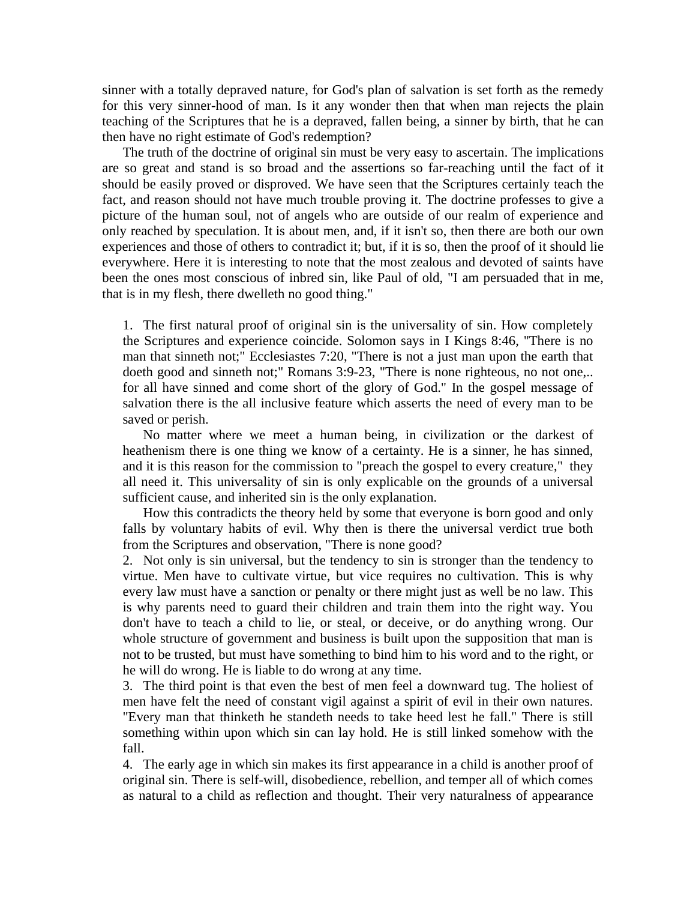sinner with a totally depraved nature, for God's plan of salvation is set forth as the remedy for this very sinner-hood of man. Is it any wonder then that when man rejects the plain teaching of the Scriptures that he is a depraved, fallen being, a sinner by birth, that he can then have no right estimate of God's redemption?

The truth of the doctrine of original sin must be very easy to ascertain. The implications are so great and stand is so broad and the assertions so far-reaching until the fact of it should be easily proved or disproved. We have seen that the Scriptures certainly teach the fact, and reason should not have much trouble proving it. The doctrine professes to give a picture of the human soul, not of angels who are outside of our realm of experience and only reached by speculation. It is about men, and, if it isn't so, then there are both our own experiences and those of others to contradict it; but, if it is so, then the proof of it should lie everywhere. Here it is interesting to note that the most zealous and devoted of saints have been the ones most conscious of inbred sin, like Paul of old, "I am persuaded that in me, that is in my flesh, there dwelleth no good thing."

1. The first natural proof of original sin is the universality of sin. How completely the Scriptures and experience coincide. Solomon says in I Kings 8:46, "There is no man that sinneth not;" Ecclesiastes 7:20, "There is not a just man upon the earth that doeth good and sinneth not;" Romans 3:9-23, "There is none righteous, no not one,.. for all have sinned and come short of the glory of God." In the gospel message of salvation there is the all inclusive feature which asserts the need of every man to be saved or perish.

   No matter where we meet a human being, in civilization or the darkest of heathenism there is one thing we know of a certainty. He is a sinner, he has sinned, and it is this reason for the commission to "preach the gospel to every creature," they all need it. This universality of sin is only explicable on the grounds of a universal sufficient cause, and inherited sin is the only explanation.

   How this contradicts the theory held by some that everyone is born good and only falls by voluntary habits of evil. Why then is there the universal verdict true both from the Scriptures and observation, "There is none good?

2. Not only is sin universal, but the tendency to sin is stronger than the tendency to virtue. Men have to cultivate virtue, but vice requires no cultivation. This is why every law must have a sanction or penalty or there might just as well be no law. This is why parents need to guard their children and train them into the right way. You don't have to teach a child to lie, or steal, or deceive, or do anything wrong. Our whole structure of government and business is built upon the supposition that man is not to be trusted, but must have something to bind him to his word and to the right, or he will do wrong. He is liable to do wrong at any time.

3. The third point is that even the best of men feel a downward tug. The holiest of men have felt the need of constant vigil against a spirit of evil in their own natures. "Every man that thinketh he standeth needs to take heed lest he fall." There is still something within upon which sin can lay hold. He is still linked somehow with the fall.

4. The early age in which sin makes its first appearance in a child is another proof of original sin. There is self-will, disobedience, rebellion, and temper all of which comes as natural to a child as reflection and thought. Their very naturalness of appearance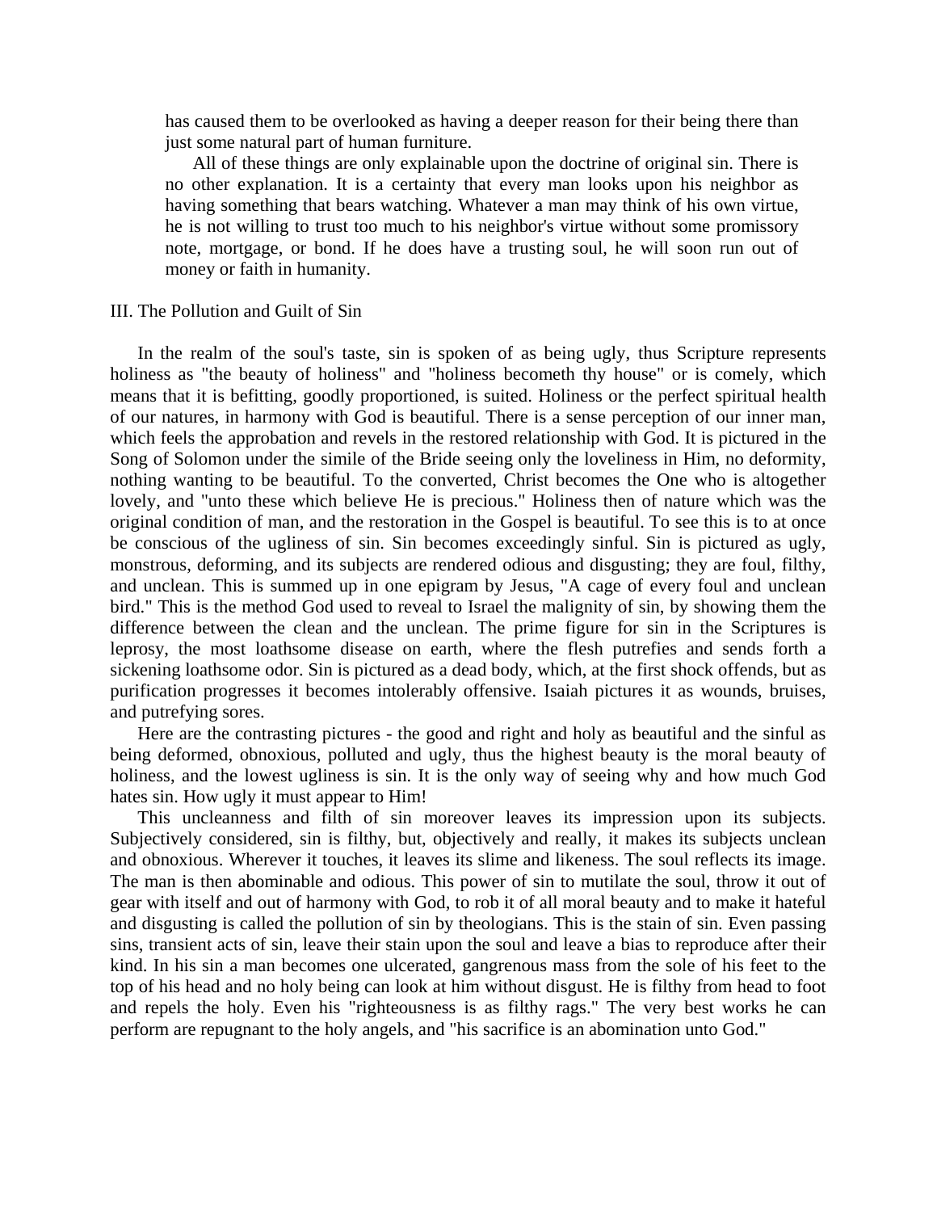has caused them to be overlooked as having a deeper reason for their being there than just some natural part of human furniture.

All of these things are only explainable upon the doctrine of original sin. There is no other explanation. It is a certainty that every man looks upon his neighbor as having something that bears watching. Whatever a man may think of his own virtue, he is not willing to trust too much to his neighbor's virtue without some promissory note, mortgage, or bond. If he does have a trusting soul, he will soon run out of money or faith in humanity.

## III. The Pollution and Guilt of Sin

In the realm of the soul's taste, sin is spoken of as being ugly, thus Scripture represents holiness as "the beauty of holiness" and "holiness becometh thy house" or is comely, which means that it is befitting, goodly proportioned, is suited. Holiness or the perfect spiritual health of our natures, in harmony with God is beautiful. There is a sense perception of our inner man, which feels the approbation and revels in the restored relationship with God. It is pictured in the Song of Solomon under the simile of the Bride seeing only the loveliness in Him, no deformity, nothing wanting to be beautiful. To the converted, Christ becomes the One who is altogether lovely, and "unto these which believe He is precious." Holiness then of nature which was the original condition of man, and the restoration in the Gospel is beautiful. To see this is to at once be conscious of the ugliness of sin. Sin becomes exceedingly sinful. Sin is pictured as ugly, monstrous, deforming, and its subjects are rendered odious and disgusting; they are foul, filthy, and unclean. This is summed up in one epigram by Jesus, "A cage of every foul and unclean bird." This is the method God used to reveal to Israel the malignity of sin, by showing them the difference between the clean and the unclean. The prime figure for sin in the Scriptures is leprosy, the most loathsome disease on earth, where the flesh putrefies and sends forth a sickening loathsome odor. Sin is pictured as a dead body, which, at the first shock offends, but as purification progresses it becomes intolerably offensive. Isaiah pictures it as wounds, bruises, and putrefying sores.

Here are the contrasting pictures - the good and right and holy as beautiful and the sinful as being deformed, obnoxious, polluted and ugly, thus the highest beauty is the moral beauty of holiness, and the lowest ugliness is sin. It is the only way of seeing why and how much God hates sin. How ugly it must appear to Him!

This uncleanness and filth of sin moreover leaves its impression upon its subjects. Subjectively considered, sin is filthy, but, objectively and really, it makes its subjects unclean and obnoxious. Wherever it touches, it leaves its slime and likeness. The soul reflects its image. The man is then abominable and odious. This power of sin to mutilate the soul, throw it out of gear with itself and out of harmony with God, to rob it of all moral beauty and to make it hateful and disgusting is called the pollution of sin by theologians. This is the stain of sin. Even passing sins, transient acts of sin, leave their stain upon the soul and leave a bias to reproduce after their kind. In his sin a man becomes one ulcerated, gangrenous mass from the sole of his feet to the top of his head and no holy being can look at him without disgust. He is filthy from head to foot and repels the holy. Even his "righteousness is as filthy rags." The very best works he can perform are repugnant to the holy angels, and "his sacrifice is an abomination unto God."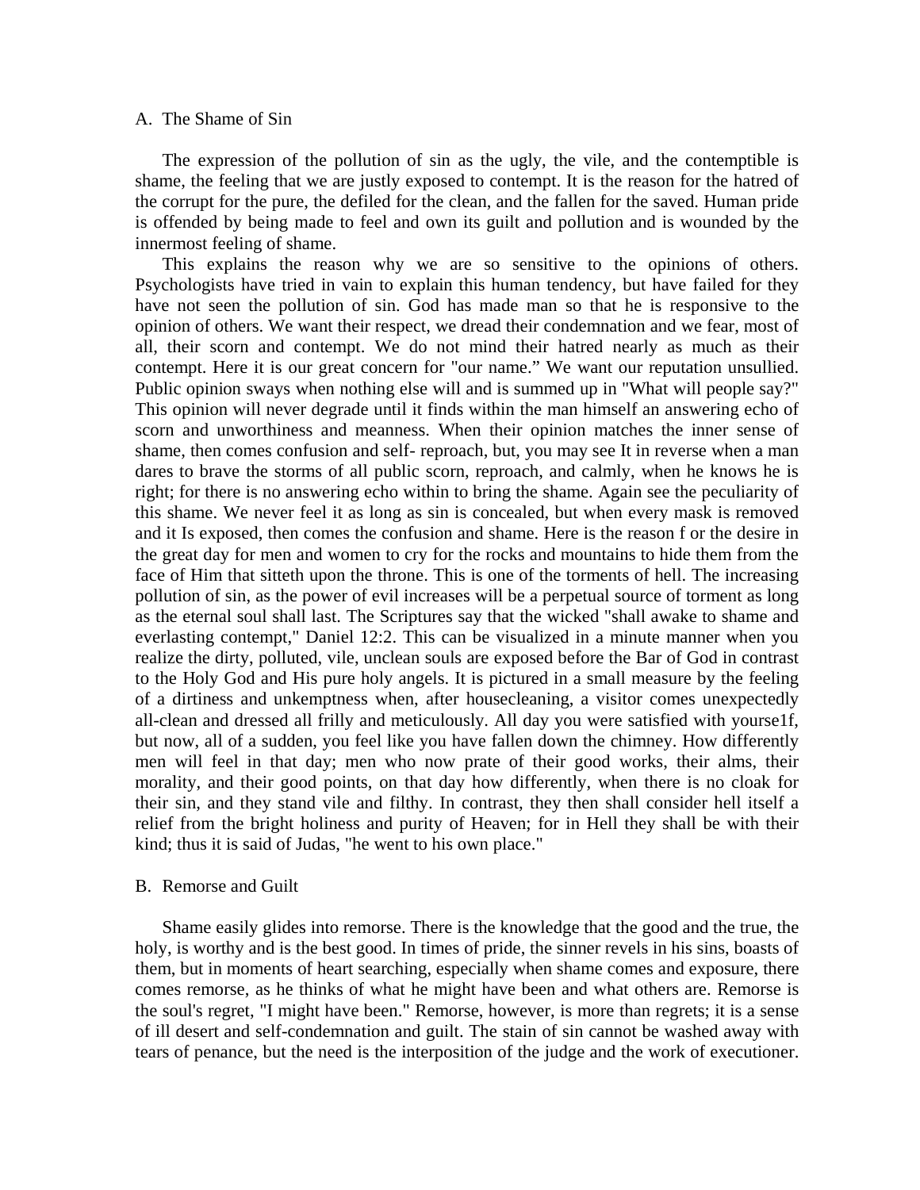## A. The Shame of Sin

The expression of the pollution of sin as the ugly, the vile, and the contemptible is shame, the feeling that we are justly exposed to contempt. It is the reason for the hatred of the corrupt for the pure, the defiled for the clean, and the fallen for the saved. Human pride is offended by being made to feel and own its guilt and pollution and is wounded by the innermost feeling of shame.

This explains the reason why we are so sensitive to the opinions of others. Psychologists have tried in vain to explain this human tendency, but have failed for they have not seen the pollution of sin. God has made man so that he is responsive to the opinion of others. We want their respect, we dread their condemnation and we fear, most of all, their scorn and contempt. We do not mind their hatred nearly as much as their contempt. Here it is our great concern for "our name." We want our reputation unsullied. Public opinion sways when nothing else will and is summed up in "What will people say?" This opinion will never degrade until it finds within the man himself an answering echo of scorn and unworthiness and meanness. When their opinion matches the inner sense of shame, then comes confusion and self- reproach, but, you may see It in reverse when a man dares to brave the storms of all public scorn, reproach, and calmly, when he knows he is right; for there is no answering echo within to bring the shame. Again see the peculiarity of this shame. We never feel it as long as sin is concealed, but when every mask is removed and it Is exposed, then comes the confusion and shame. Here is the reason f or the desire in the great day for men and women to cry for the rocks and mountains to hide them from the face of Him that sitteth upon the throne. This is one of the torments of hell. The increasing pollution of sin, as the power of evil increases will be a perpetual source of torment as long as the eternal soul shall last. The Scriptures say that the wicked "shall awake to shame and everlasting contempt," Daniel 12:2. This can be visualized in a minute manner when you realize the dirty, polluted, vile, unclean souls are exposed before the Bar of God in contrast to the Holy God and His pure holy angels. It is pictured in a small measure by the feeling of a dirtiness and unkemptness when, after housecleaning, a visitor comes unexpectedly all-clean and dressed all frilly and meticulously. All day you were satisfied with yourse1f, but now, all of a sudden, you feel like you have fallen down the chimney. How differently men will feel in that day; men who now prate of their good works, their alms, their morality, and their good points, on that day how differently, when there is no cloak for their sin, and they stand vile and filthy. In contrast, they then shall consider hell itself a relief from the bright holiness and purity of Heaven; for in Hell they shall be with their kind; thus it is said of Judas, "he went to his own place."

## B. Remorse and Guilt

Shame easily glides into remorse. There is the knowledge that the good and the true, the holy, is worthy and is the best good. In times of pride, the sinner revels in his sins, boasts of them, but in moments of heart searching, especially when shame comes and exposure, there comes remorse, as he thinks of what he might have been and what others are. Remorse is the soul's regret, "I might have been." Remorse, however, is more than regrets; it is a sense of ill desert and self-condemnation and guilt. The stain of sin cannot be washed away with tears of penance, but the need is the interposition of the judge and the work of executioner.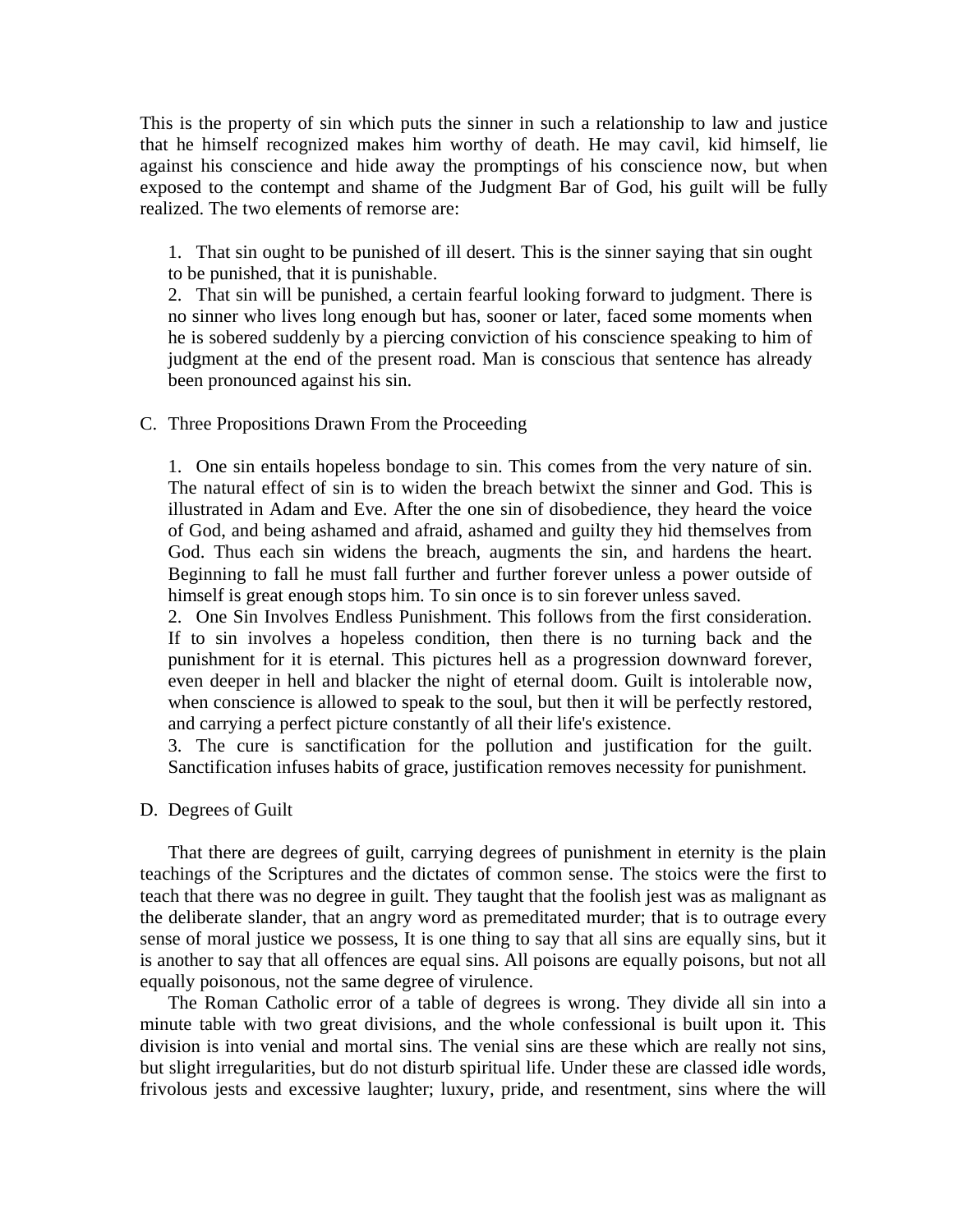This is the property of sin which puts the sinner in such a relationship to law and justice that he himself recognized makes him worthy of death. He may cavil, kid himself, lie against his conscience and hide away the promptings of his conscience now, but when exposed to the contempt and shame of the Judgment Bar of God, his guilt will be fully realized. The two elements of remorse are:

1. That sin ought to be punished of ill desert. This is the sinner saying that sin ought to be punished, that it is punishable.
2. That sin will be punished, a certain fearful looking forward to judgment. There is no sinner who lives long enough but has, sooner or later, faced some moments when he is sobered suddenly by a piercing conviction of his conscience speaking to him of judgment at the end of the present road. Man is conscious that sentence has already been pronounced against his sin.

C. Three Propositions Drawn From the Proceeding

1. One sin entails hopeless bondage to sin. This comes from the very nature of sin. The natural effect of sin is to widen the breach betwixt the sinner and God. This is illustrated in Adam and Eve. After the one sin of disobedience, they heard the voice of God, and being ashamed and afraid, ashamed and guilty they hid themselves from God. Thus each sin widens the breach, augments the sin, and hardens the heart. Beginning to fall he must fall further and further forever unless a power outside of himself is great enough stops him. To sin once is to sin forever unless saved.
2. One Sin Involves Endless Punishment. This follows from the first consideration. If to sin involves a hopeless condition, then there is no turning back and the punishment for it is eternal. This pictures hell as a progression downward forever, even deeper in hell and blacker the night of eternal doom. Guilt is intolerable now, when conscience is allowed to speak to the soul, but then it will be perfectly restored, and carrying a perfect picture constantly of all their life's existence.
3. The cure is sanctification for the pollution and justification for the guilt. Sanctification infuses habits of grace, justification removes necessity for punishment.

D. Degrees of Guilt

That there are degrees of guilt, carrying degrees of punishment in eternity is the plain teachings of the Scriptures and the dictates of common sense. The stoics were the first to teach that there was no degree in guilt. They taught that the foolish jest was as malignant as the deliberate slander, that an angry word as premeditated murder; that is to outrage every sense of moral justice we possess, It is one thing to say that all sins are equally sins, but it is another to say that all offences are equal sins. All poisons are equally poisons, but not all equally poisonous, not the same degree of virulence.

The Roman Catholic error of a table of degrees is wrong. They divide all sin into a minute table with two great divisions, and the whole confessional is built upon it. This division is into venial and mortal sins. The venial sins are these which are really not sins, but slight irregularities, but do not disturb spiritual life. Under these are classed idle words, frivolous jests and excessive laughter; luxury, pride, and resentment, sins where the will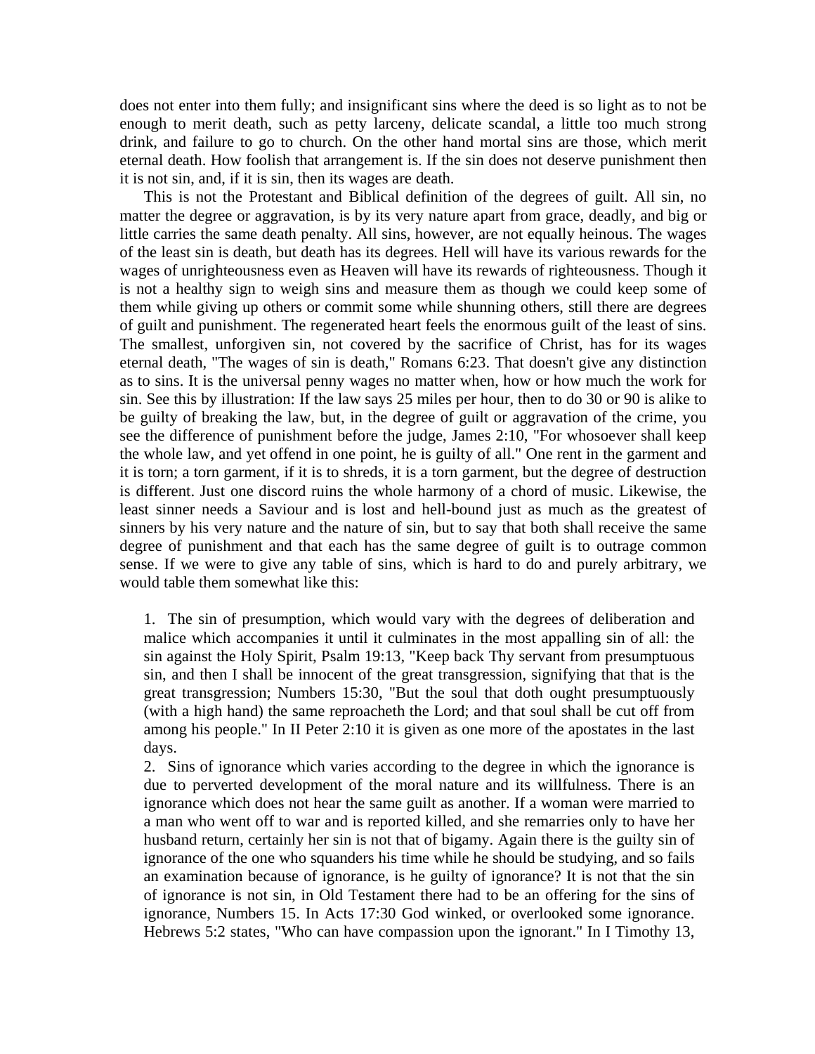does not enter into them fully; and insignificant sins where the deed is so light as to not be enough to merit death, such as petty larceny, delicate scandal, a little too much strong drink, and failure to go to church. On the other hand mortal sins are those, which merit eternal death. How foolish that arrangement is. If the sin does not deserve punishment then it is not sin, and, if it is sin, then its wages are death.

This is not the Protestant and Biblical definition of the degrees of guilt. All sin, no matter the degree or aggravation, is by its very nature apart from grace, deadly, and big or little carries the same death penalty. All sins, however, are not equally heinous. The wages of the least sin is death, but death has its degrees. Hell will have its various rewards for the wages of unrighteousness even as Heaven will have its rewards of righteousness. Though it is not a healthy sign to weigh sins and measure them as though we could keep some of them while giving up others or commit some while shunning others, still there are degrees of guilt and punishment. The regenerated heart feels the enormous guilt of the least of sins. The smallest, unforgiven sin, not covered by the sacrifice of Christ, has for its wages eternal death, "The wages of sin is death," Romans 6:23. That doesn't give any distinction as to sins. It is the universal penny wages no matter when, how or how much the work for sin. See this by illustration: If the law says 25 miles per hour, then to do 30 or 90 is alike to be guilty of breaking the law, but, in the degree of guilt or aggravation of the crime, you see the difference of punishment before the judge, James 2:10, "For whosoever shall keep the whole law, and yet offend in one point, he is guilty of all." One rent in the garment and it is torn; a torn garment, if it is to shreds, it is a torn garment, but the degree of destruction is different. Just one discord ruins the whole harmony of a chord of music. Likewise, the least sinner needs a Saviour and is lost and hell-bound just as much as the greatest of sinners by his very nature and the nature of sin, but to say that both shall receive the same degree of punishment and that each has the same degree of guilt is to outrage common sense. If we were to give any table of sins, which is hard to do and purely arbitrary, we would table them somewhat like this:

1. The sin of presumption, which would vary with the degrees of deliberation and malice which accompanies it until it culminates in the most appalling sin of all: the sin against the Holy Spirit, Psalm 19:13, "Keep back Thy servant from presumptuous sin, and then I shall be innocent of the great transgression, signifying that that is the great transgression; Numbers 15:30, "But the soul that doth ought presumptuously (with a high hand) the same reproacheth the Lord; and that soul shall be cut off from among his people." In II Peter 2:10 it is given as one more of the apostates in the last days.
2. Sins of ignorance which varies according to the degree in which the ignorance is due to perverted development of the moral nature and its willfulness. There is an ignorance which does not hear the same guilt as another. If a woman were married to a man who went off to war and is reported killed, and she remarries only to have her husband return, certainly her sin is not that of bigamy. Again there is the guilty sin of ignorance of the one who squanders his time while he should be studying, and so fails an examination because of ignorance, is he guilty of ignorance? It is not that the sin of ignorance is not sin, in Old Testament there had to be an offering for the sins of ignorance, Numbers 15. In Acts 17:30 God winked, or overlooked some ignorance. Hebrews 5:2 states, "Who can have compassion upon the ignorant." In I Timothy 13,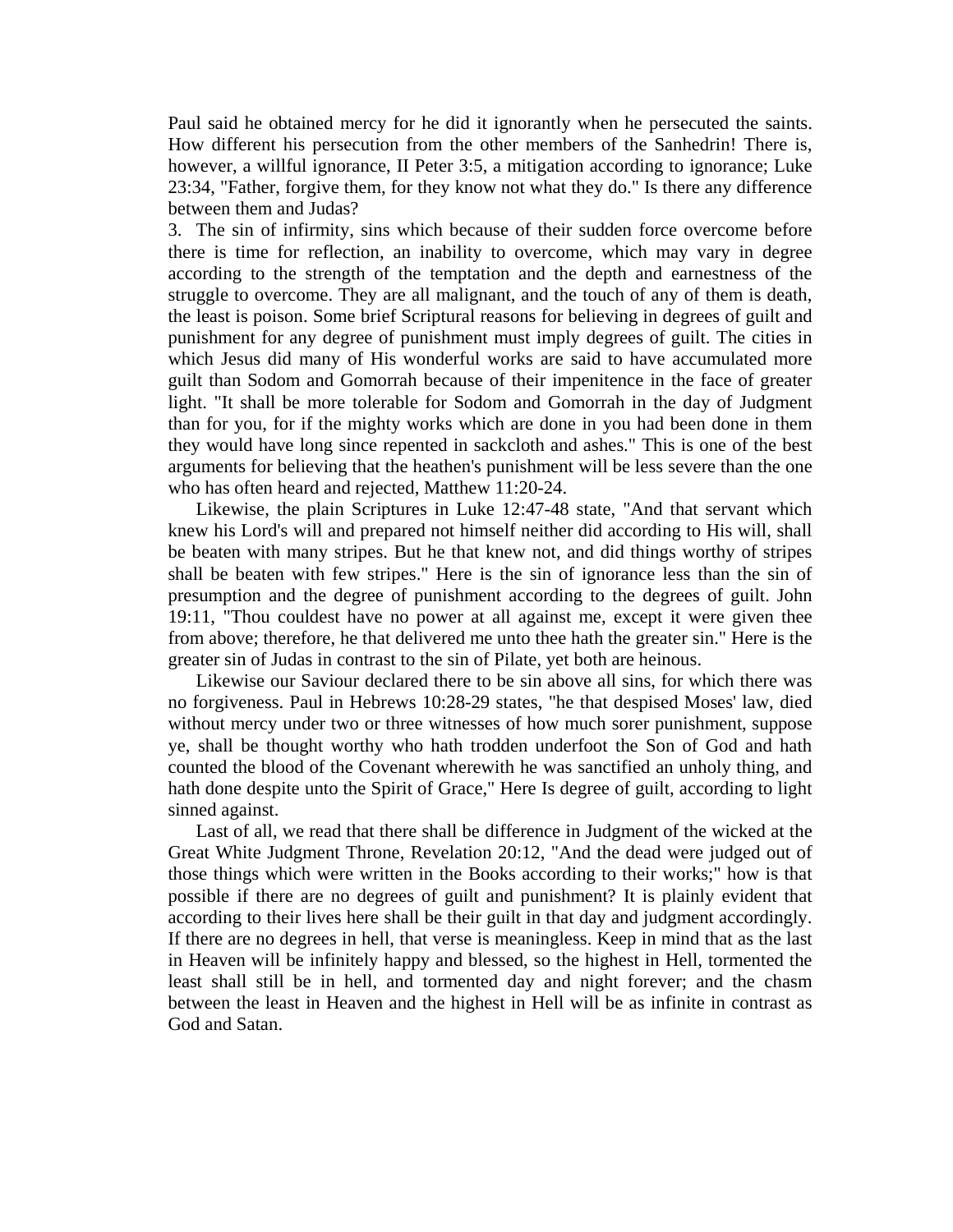Paul said he obtained mercy for he did it ignorantly when he persecuted the saints. How different his persecution from the other members of the Sanhedrin! There is, however, a willful ignorance, II Peter 3:5, a mitigation according to ignorance; Luke 23:34, "Father, forgive them, for they know not what they do." Is there any difference between them and Judas?

3. The sin of infirmity, sins which because of their sudden force overcome before there is time for reflection, an inability to overcome, which may vary in degree according to the strength of the temptation and the depth and earnestness of the struggle to overcome. They are all malignant, and the touch of any of them is death, the least is poison. Some brief Scriptural reasons for believing in degrees of guilt and punishment for any degree of punishment must imply degrees of guilt. The cities in which Jesus did many of His wonderful works are said to have accumulated more guilt than Sodom and Gomorrah because of their impenitence in the face of greater light. "It shall be more tolerable for Sodom and Gomorrah in the day of Judgment than for you, for if the mighty works which are done in you had been done in them they would have long since repented in sackcloth and ashes." This is one of the best arguments for believing that the heathen's punishment will be less severe than the one who has often heard and rejected, Matthew 11:20-24.

Likewise, the plain Scriptures in Luke 12:47-48 state, "And that servant which knew his Lord's will and prepared not himself neither did according to His will, shall be beaten with many stripes. But he that knew not, and did things worthy of stripes shall be beaten with few stripes." Here is the sin of ignorance less than the sin of presumption and the degree of punishment according to the degrees of guilt. John 19:11, "Thou couldest have no power at all against me, except it were given thee from above; therefore, he that delivered me unto thee hath the greater sin." Here is the greater sin of Judas in contrast to the sin of Pilate, yet both are heinous.

Likewise our Saviour declared there to be sin above all sins, for which there was no forgiveness. Paul in Hebrews 10:28-29 states, "he that despised Moses' law, died without mercy under two or three witnesses of how much sorer punishment, suppose ye, shall be thought worthy who hath trodden underfoot the Son of God and hath counted the blood of the Covenant wherewith he was sanctified an unholy thing, and hath done despite unto the Spirit of Grace," Here Is degree of guilt, according to light sinned against.

Last of all, we read that there shall be difference in Judgment of the wicked at the Great White Judgment Throne, Revelation 20:12, "And the dead were judged out of those things which were written in the Books according to their works;" how is that possible if there are no degrees of guilt and punishment? It is plainly evident that according to their lives here shall be their guilt in that day and judgment accordingly. If there are no degrees in hell, that verse is meaningless. Keep in mind that as the last in Heaven will be infinitely happy and blessed, so the highest in Hell, tormented the least shall still be in hell, and tormented day and night forever; and the chasm between the least in Heaven and the highest in Hell will be as infinite in contrast as God and Satan.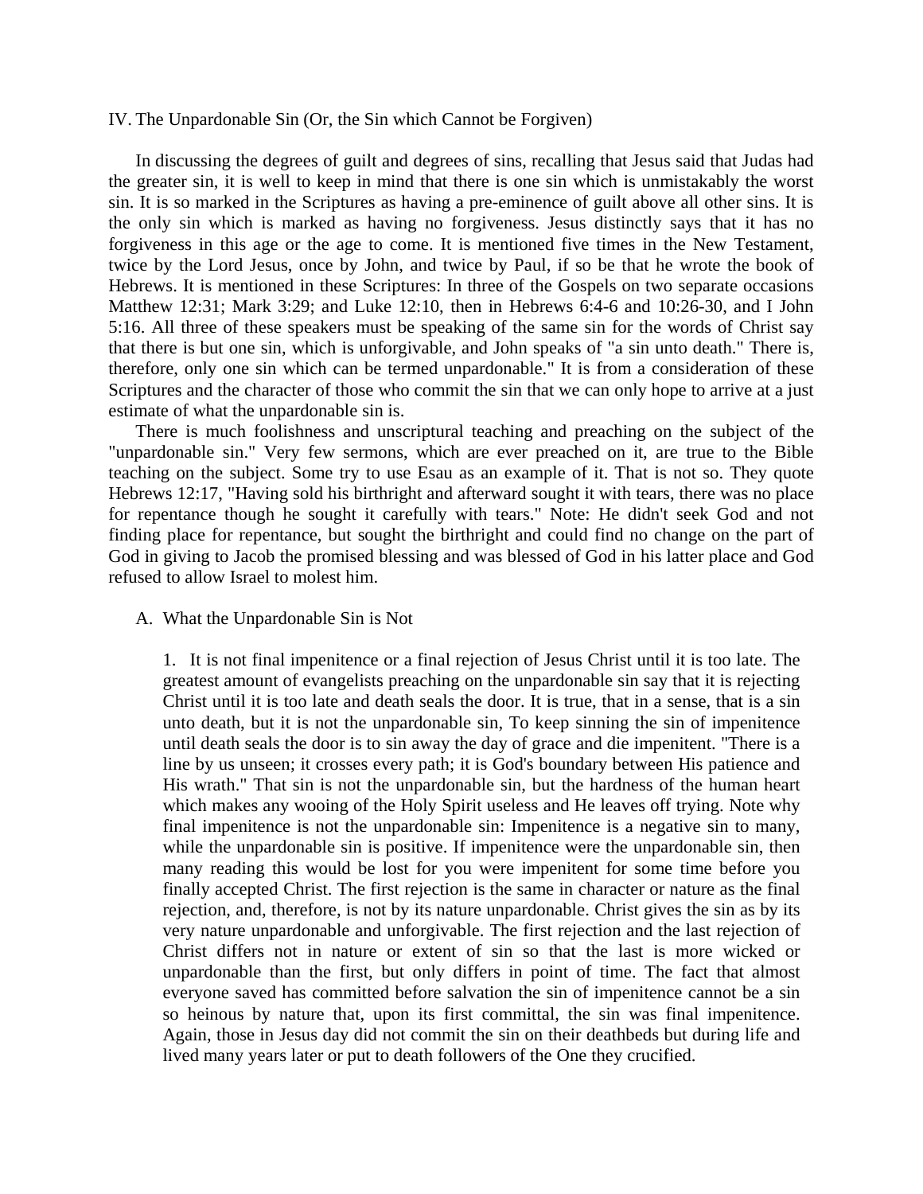## IV. The Unpardonable Sin (Or, the Sin which Cannot be Forgiven)

In discussing the degrees of guilt and degrees of sins, recalling that Jesus said that Judas had the greater sin, it is well to keep in mind that there is one sin which is unmistakably the worst sin. It is so marked in the Scriptures as having a pre-eminence of guilt above all other sins. It is the only sin which is marked as having no forgiveness. Jesus distinctly says that it has no forgiveness in this age or the age to come. It is mentioned five times in the New Testament, twice by the Lord Jesus, once by John, and twice by Paul, if so be that he wrote the book of Hebrews. It is mentioned in these Scriptures: In three of the Gospels on two separate occasions Matthew 12:31; Mark 3:29; and Luke 12:10, then in Hebrews 6:4-6 and 10:26-30, and I John 5:16. All three of these speakers must be speaking of the same sin for the words of Christ say that there is but one sin, which is unforgivable, and John speaks of "a sin unto death." There is, therefore, only one sin which can be termed unpardonable." It is from a consideration of these Scriptures and the character of those who commit the sin that we can only hope to arrive at a just estimate of what the unpardonable sin is.

There is much foolishness and unscriptural teaching and preaching on the subject of the "unpardonable sin." Very few sermons, which are ever preached on it, are true to the Bible teaching on the subject. Some try to use Esau as an example of it. That is not so. They quote Hebrews 12:17, "Having sold his birthright and afterward sought it with tears, there was no place for repentance though he sought it carefully with tears." Note: He didn't seek God and not finding place for repentance, but sought the birthright and could find no change on the part of God in giving to Jacob the promised blessing and was blessed of God in his latter place and God refused to allow Israel to molest him.

### A. What the Unpardonable Sin is Not

1. It is not final impenitence or a final rejection of Jesus Christ until it is too late. The greatest amount of evangelists preaching on the unpardonable sin say that it is rejecting Christ until it is too late and death seals the door. It is true, that in a sense, that is a sin unto death, but it is not the unpardonable sin, To keep sinning the sin of impenitence until death seals the door is to sin away the day of grace and die impenitent. "There is a line by us unseen; it crosses every path; it is God's boundary between His patience and His wrath." That sin is not the unpardonable sin, but the hardness of the human heart which makes any wooing of the Holy Spirit useless and He leaves off trying. Note why final impenitence is not the unpardonable sin: Impenitence is a negative sin to many, while the unpardonable sin is positive. If impenitence were the unpardonable sin, then many reading this would be lost for you were impenitent for some time before you finally accepted Christ. The first rejection is the same in character or nature as the final rejection, and, therefore, is not by its nature unpardonable. Christ gives the sin as by its very nature unpardonable and unforgivable. The first rejection and the last rejection of Christ differs not in nature or extent of sin so that the last is more wicked or unpardonable than the first, but only differs in point of time. The fact that almost everyone saved has committed before salvation the sin of impenitence cannot be a sin so heinous by nature that, upon its first committal, the sin was final impenitence. Again, those in Jesus day did not commit the sin on their deathbeds but during life and lived many years later or put to death followers of the One they crucified.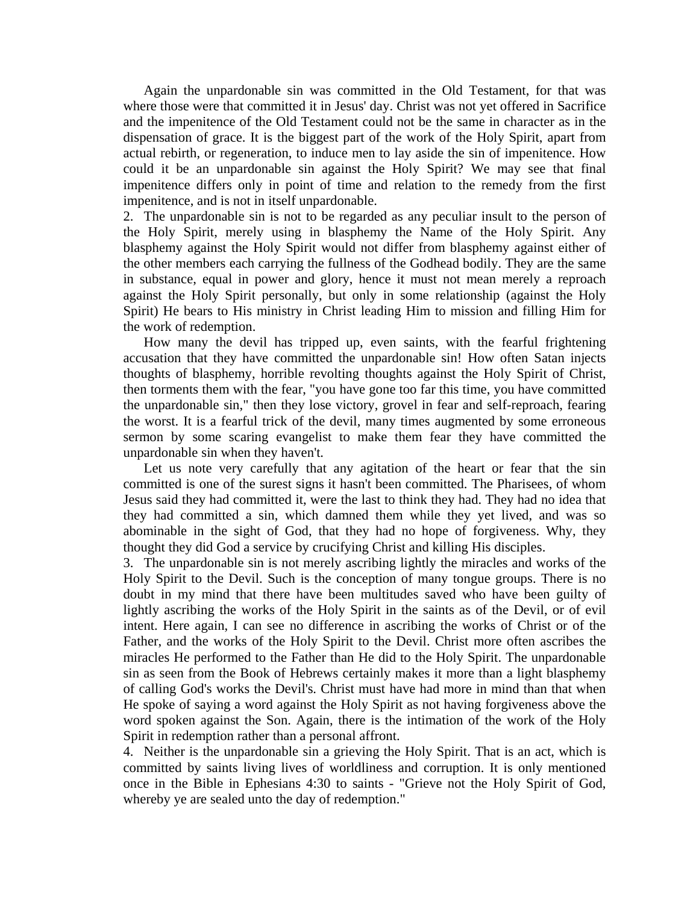Again the unpardonable sin was committed in the Old Testament, for that was where those were that committed it in Jesus' day. Christ was not yet offered in Sacrifice and the impenitence of the Old Testament could not be the same in character as in the dispensation of grace. It is the biggest part of the work of the Holy Spirit, apart from actual rebirth, or regeneration, to induce men to lay aside the sin of impenitence. How could it be an unpardonable sin against the Holy Spirit? We may see that final impenitence differs only in point of time and relation to the remedy from the first impenitence, and is not in itself unpardonable.

2. The unpardonable sin is not to be regarded as any peculiar insult to the person of the Holy Spirit, merely using in blasphemy the Name of the Holy Spirit. Any blasphemy against the Holy Spirit would not differ from blasphemy against either of the other members each carrying the fullness of the Godhead bodily. They are the same in substance, equal in power and glory, hence it must not mean merely a reproach against the Holy Spirit personally, but only in some relationship (against the Holy Spirit) He bears to His ministry in Christ leading Him to mission and filling Him for the work of redemption.

How many the devil has tripped up, even saints, with the fearful frightening accusation that they have committed the unpardonable sin! How often Satan injects thoughts of blasphemy, horrible revolting thoughts against the Holy Spirit of Christ, then torments them with the fear, "you have gone too far this time, you have committed the unpardonable sin," then they lose victory, grovel in fear and self-reproach, fearing the worst. It is a fearful trick of the devil, many times augmented by some erroneous sermon by some scaring evangelist to make them fear they have committed the unpardonable sin when they haven't.

Let us note very carefully that any agitation of the heart or fear that the sin committed is one of the surest signs it hasn't been committed. The Pharisees, of whom Jesus said they had committed it, were the last to think they had. They had no idea that they had committed a sin, which damned them while they yet lived, and was so abominable in the sight of God, that they had no hope of forgiveness. Why, they thought they did God a service by crucifying Christ and killing His disciples.

3. The unpardonable sin is not merely ascribing lightly the miracles and works of the Holy Spirit to the Devil. Such is the conception of many tongue groups. There is no doubt in my mind that there have been multitudes saved who have been guilty of lightly ascribing the works of the Holy Spirit in the saints as of the Devil, or of evil intent. Here again, I can see no difference in ascribing the works of Christ or of the Father, and the works of the Holy Spirit to the Devil. Christ more often ascribes the miracles He performed to the Father than He did to the Holy Spirit. The unpardonable sin as seen from the Book of Hebrews certainly makes it more than a light blasphemy of calling God's works the Devil's. Christ must have had more in mind than that when He spoke of saying a word against the Holy Spirit as not having forgiveness above the word spoken against the Son. Again, there is the intimation of the work of the Holy Spirit in redemption rather than a personal affront.

4. Neither is the unpardonable sin a grieving the Holy Spirit. That is an act, which is committed by saints living lives of worldliness and corruption. It is only mentioned once in the Bible in Ephesians 4:30 to saints - "Grieve not the Holy Spirit of God, whereby ye are sealed unto the day of redemption."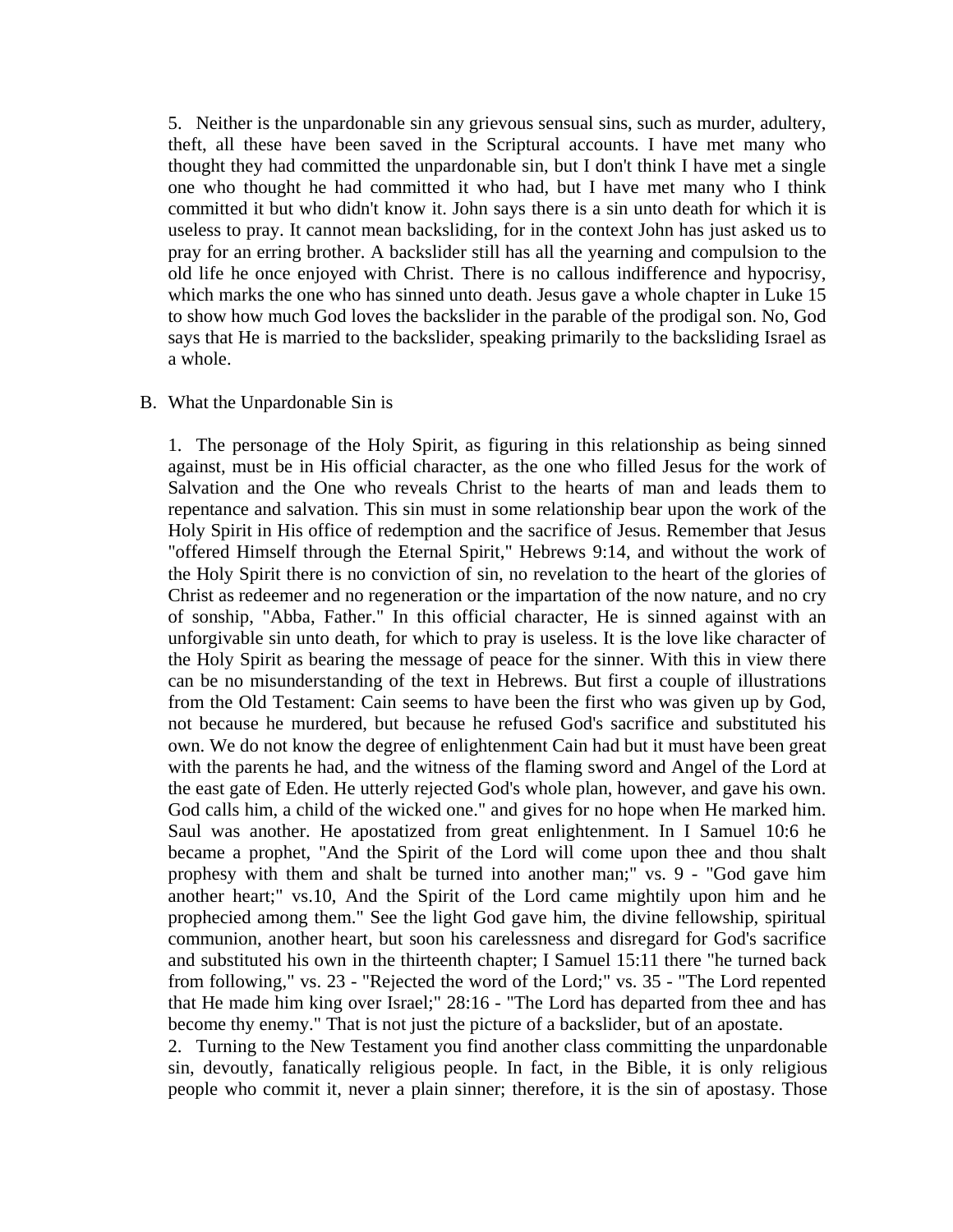5. Neither is the unpardonable sin any grievous sensual sins, such as murder, adultery, theft, all these have been saved in the Scriptural accounts. I have met many who thought they had committed the unpardonable sin, but I don't think I have met a single one who thought he had committed it who had, but I have met many who I think committed it but who didn't know it. John says there is a sin unto death for which it is useless to pray. It cannot mean backsliding, for in the context John has just asked us to pray for an erring brother. A backslider still has all the yearning and compulsion to the old life he once enjoyed with Christ. There is no callous indifference and hypocrisy, which marks the one who has sinned unto death. Jesus gave a whole chapter in Luke 15 to show how much God loves the backslider in the parable of the prodigal son. No, God says that He is married to the backslider, speaking primarily to the backsliding Israel as a whole.

B. What the Unpardonable Sin is

1. The personage of the Holy Spirit, as figuring in this relationship as being sinned against, must be in His official character, as the one who filled Jesus for the work of Salvation and the One who reveals Christ to the hearts of man and leads them to repentance and salvation. This sin must in some relationship bear upon the work of the Holy Spirit in His office of redemption and the sacrifice of Jesus. Remember that Jesus "offered Himself through the Eternal Spirit," Hebrews 9:14, and without the work of the Holy Spirit there is no conviction of sin, no revelation to the heart of the glories of Christ as redeemer and no regeneration or the impartation of the now nature, and no cry of sonship, "Abba, Father." In this official character, He is sinned against with an unforgivable sin unto death, for which to pray is useless. It is the love like character of the Holy Spirit as bearing the message of peace for the sinner. With this in view there can be no misunderstanding of the text in Hebrews. But first a couple of illustrations from the Old Testament: Cain seems to have been the first who was given up by God, not because he murdered, but because he refused God's sacrifice and substituted his own. We do not know the degree of enlightenment Cain had but it must have been great with the parents he had, and the witness of the flaming sword and Angel of the Lord at the east gate of Eden. He utterly rejected God's whole plan, however, and gave his own. God calls him, a child of the wicked one." and gives for no hope when He marked him. Saul was another. He apostatized from great enlightenment. In I Samuel 10:6 he became a prophet, "And the Spirit of the Lord will come upon thee and thou shalt prophesy with them and shalt be turned into another man;" vs. 9 - "God gave him another heart;" vs.10, And the Spirit of the Lord came mightily upon him and he prophecied among them." See the light God gave him, the divine fellowship, spiritual communion, another heart, but soon his carelessness and disregard for God's sacrifice and substituted his own in the thirteenth chapter; I Samuel 15:11 there "he turned back from following," vs. 23 - "Rejected the word of the Lord;" vs. 35 - "The Lord repented that He made him king over Israel;" 28:16 - "The Lord has departed from thee and has become thy enemy." That is not just the picture of a backslider, but of an apostate.

2. Turning to the New Testament you find another class committing the unpardonable sin, devoutly, fanatically religious people. In fact, in the Bible, it is only religious people who commit it, never a plain sinner; therefore, it is the sin of apostasy. Those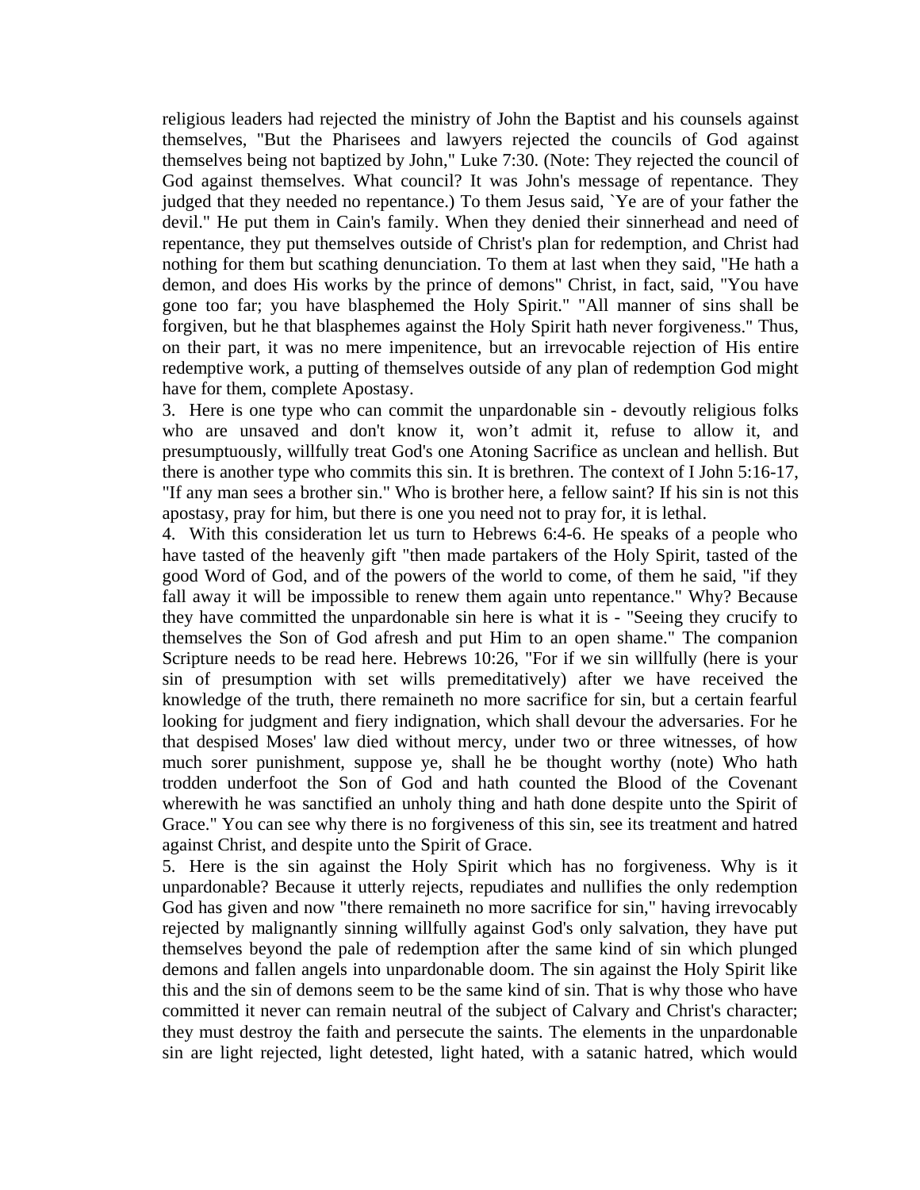religious leaders had rejected the ministry of John the Baptist and his counsels against themselves, "But the Pharisees and lawyers rejected the councils of God against themselves being not baptized by John," Luke 7:30. (Note: They rejected the council of God against themselves. What council? It was John's message of repentance. They judged that they needed no repentance.) To them Jesus said, `Ye are of your father the devil." He put them in Cain's family. When they denied their sinnerhead and need of repentance, they put themselves outside of Christ's plan for redemption, and Christ had nothing for them but scathing denunciation. To them at last when they said, "He hath a demon, and does His works by the prince of demons" Christ, in fact, said, "You have gone too far; you have blasphemed the Holy Spirit." "All manner of sins shall be forgiven, but he that blasphemes against the Holy Spirit hath never forgiveness." Thus, on their part, it was no mere impenitence, but an irrevocable rejection of His entire redemptive work, a putting of themselves outside of any plan of redemption God might have for them, complete Apostasy.

3. Here is one type who can commit the unpardonable sin - devoutly religious folks who are unsaved and don't know it, won't admit it, refuse to allow it, and presumptuously, willfully treat God's one Atoning Sacrifice as unclean and hellish. But there is another type who commits this sin. It is brethren. The context of I John 5:16-17, "If any man sees a brother sin." Who is brother here, a fellow saint? If his sin is not this apostasy, pray for him, but there is one you need not to pray for, it is lethal.

4. With this consideration let us turn to Hebrews 6:4-6. He speaks of a people who have tasted of the heavenly gift "then made partakers of the Holy Spirit, tasted of the good Word of God, and of the powers of the world to come, of them he said, "if they fall away it will be impossible to renew them again unto repentance." Why? Because they have committed the unpardonable sin here is what it is - "Seeing they crucify to themselves the Son of God afresh and put Him to an open shame." The companion Scripture needs to be read here. Hebrews 10:26, "For if we sin willfully (here is your sin of presumption with set wills premeditatively) after we have received the knowledge of the truth, there remaineth no more sacrifice for sin, but a certain fearful looking for judgment and fiery indignation, which shall devour the adversaries. For he that despised Moses' law died without mercy, under two or three witnesses, of how much sorer punishment, suppose ye, shall he be thought worthy (note) Who hath trodden underfoot the Son of God and hath counted the Blood of the Covenant wherewith he was sanctified an unholy thing and hath done despite unto the Spirit of Grace." You can see why there is no forgiveness of this sin, see its treatment and hatred against Christ, and despite unto the Spirit of Grace.

5. Here is the sin against the Holy Spirit which has no forgiveness. Why is it unpardonable? Because it utterly rejects, repudiates and nullifies the only redemption God has given and now "there remaineth no more sacrifice for sin," having irrevocably rejected by malignantly sinning willfully against God's only salvation, they have put themselves beyond the pale of redemption after the same kind of sin which plunged demons and fallen angels into unpardonable doom. The sin against the Holy Spirit like this and the sin of demons seem to be the same kind of sin. That is why those who have committed it never can remain neutral of the subject of Calvary and Christ's character; they must destroy the faith and persecute the saints. The elements in the unpardonable sin are light rejected, light detested, light hated, with a satanic hatred, which would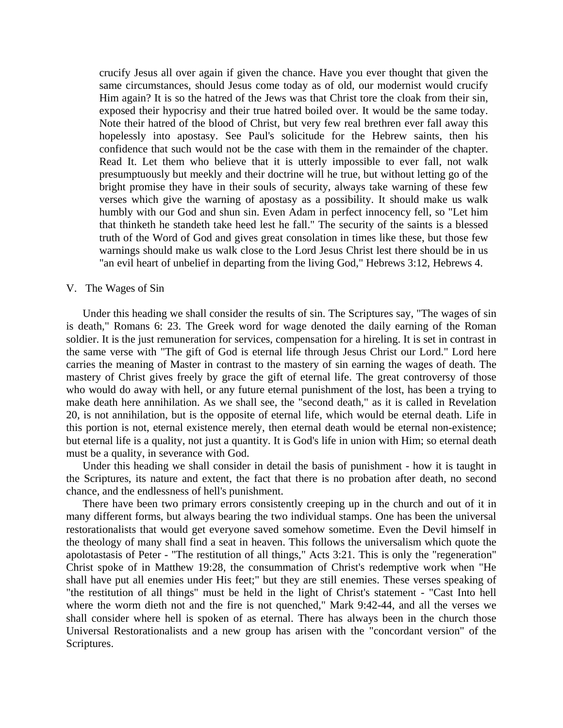crucify Jesus all over again if given the chance. Have you ever thought that given the same circumstances, should Jesus come today as of old, our modernist would crucify Him again? It is so the hatred of the Jews was that Christ tore the cloak from their sin, exposed their hypocrisy and their true hatred boiled over. It would be the same today. Note their hatred of the blood of Christ, but very few real brethren ever fall away this hopelessly into apostasy. See Paul's solicitude for the Hebrew saints, then his confidence that such would not be the case with them in the remainder of the chapter. Read It. Let them who believe that it is utterly impossible to ever fall, not walk presumptuously but meekly and their doctrine will he true, but without letting go of the bright promise they have in their souls of security, always take warning of these few verses which give the warning of apostasy as a possibility. It should make us walk humbly with our God and shun sin. Even Adam in perfect innocency fell, so "Let him that thinketh he standeth take heed lest he fall." The security of the saints is a blessed truth of the Word of God and gives great consolation in times like these, but those few warnings should make us walk close to the Lord Jesus Christ lest there should be in us "an evil heart of unbelief in departing from the living God," Hebrews 3:12, Hebrews 4.

V. The Wages of Sin

Under this heading we shall consider the results of sin. The Scriptures say, "The wages of sin is death," Romans 6: 23. The Greek word for wage denoted the daily earning of the Roman soldier. It is the just remuneration for services, compensation for a hireling. It is set in contrast in the same verse with "The gift of God is eternal life through Jesus Christ our Lord." Lord here carries the meaning of Master in contrast to the mastery of sin earning the wages of death. The mastery of Christ gives freely by grace the gift of eternal life. The great controversy of those who would do away with hell, or any future eternal punishment of the lost, has been a trying to make death here annihilation. As we shall see, the "second death," as it is called in Revelation 20, is not annihilation, but is the opposite of eternal life, which would be eternal death. Life in this portion is not, eternal existence merely, then eternal death would be eternal non-existence; but eternal life is a quality, not just a quantity. It is God's life in union with Him; so eternal death must be a quality, in severance with God.

Under this heading we shall consider in detail the basis of punishment - how it is taught in the Scriptures, its nature and extent, the fact that there is no probation after death, no second chance, and the endlessness of hell's punishment.

There have been two primary errors consistently creeping up in the church and out of it in many different forms, but always bearing the two individual stamps. One has been the universal restorationalists that would get everyone saved somehow sometime. Even the Devil himself in the theology of many shall find a seat in heaven. This follows the universalism which quote the apolotastasis of Peter - "The restitution of all things," Acts 3:21. This is only the "regeneration" Christ spoke of in Matthew 19:28, the consummation of Christ's redemptive work when "He shall have put all enemies under His feet;" but they are still enemies. These verses speaking of "the restitution of all things" must be held in the light of Christ's statement - "Cast Into hell where the worm dieth not and the fire is not quenched," Mark 9:42-44, and all the verses we shall consider where hell is spoken of as eternal. There has always been in the church those Universal Restorationalists and a new group has arisen with the "concordant version" of the Scriptures.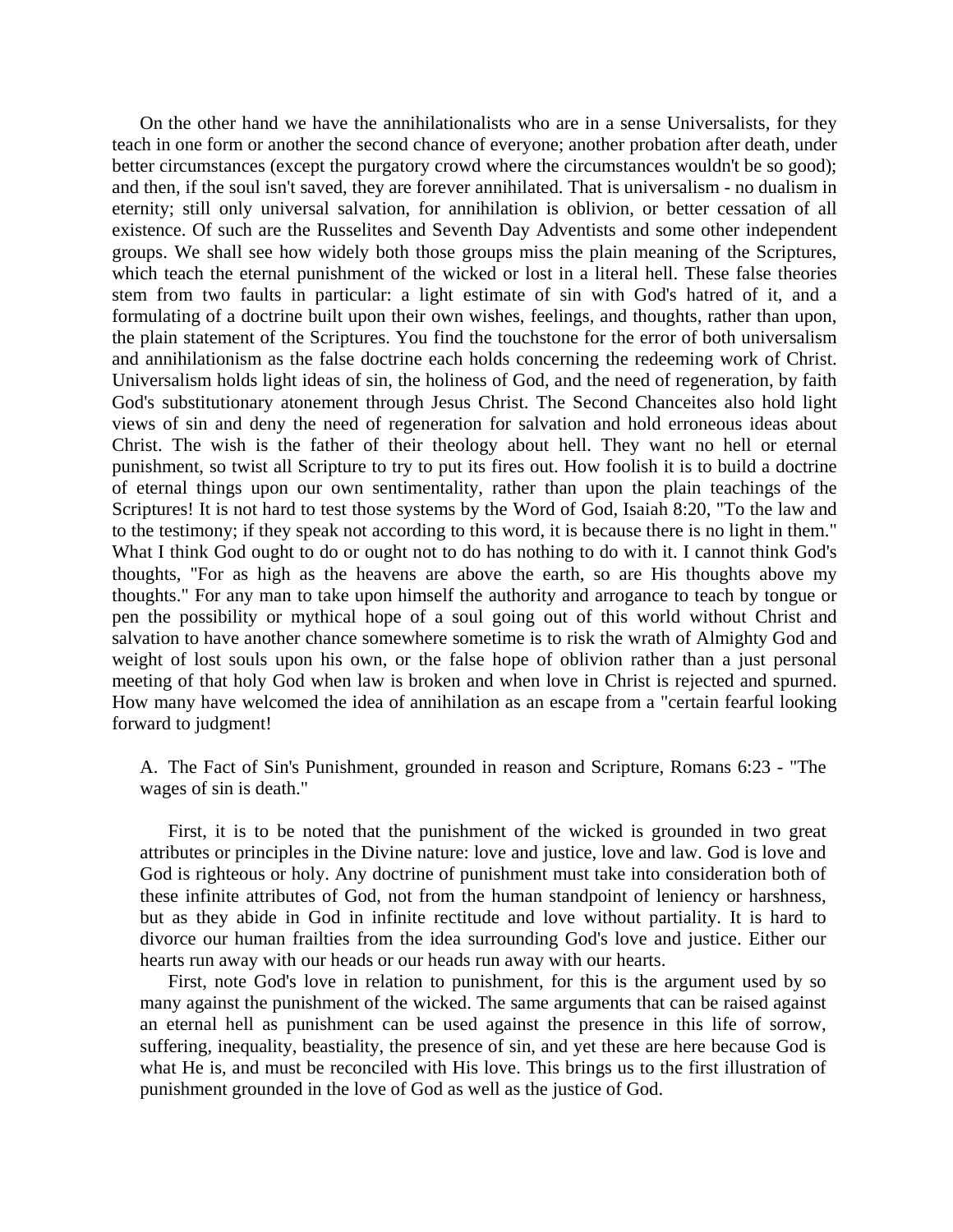On the other hand we have the annihilationalists who are in a sense Universalists, for they teach in one form or another the second chance of everyone; another probation after death, under better circumstances (except the purgatory crowd where the circumstances wouldn't be so good); and then, if the soul isn't saved, they are forever annihilated. That is universalism - no dualism in eternity; still only universal salvation, for annihilation is oblivion, or better cessation of all existence. Of such are the Russelites and Seventh Day Adventists and some other independent groups. We shall see how widely both those groups miss the plain meaning of the Scriptures, which teach the eternal punishment of the wicked or lost in a literal hell. These false theories stem from two faults in particular: a light estimate of sin with God's hatred of it, and a formulating of a doctrine built upon their own wishes, feelings, and thoughts, rather than upon, the plain statement of the Scriptures. You find the touchstone for the error of both universalism and annihilationism as the false doctrine each holds concerning the redeeming work of Christ. Universalism holds light ideas of sin, the holiness of God, and the need of regeneration, by faith God's substitutionary atonement through Jesus Christ. The Second Chanceites also hold light views of sin and deny the need of regeneration for salvation and hold erroneous ideas about Christ. The wish is the father of their theology about hell. They want no hell or eternal punishment, so twist all Scripture to try to put its fires out. How foolish it is to build a doctrine of eternal things upon our own sentimentality, rather than upon the plain teachings of the Scriptures! It is not hard to test those systems by the Word of God, Isaiah 8:20, "To the law and to the testimony; if they speak not according to this word, it is because there is no light in them." What I think God ought to do or ought not to do has nothing to do with it. I cannot think God's thoughts, "For as high as the heavens are above the earth, so are His thoughts above my thoughts." For any man to take upon himself the authority and arrogance to teach by tongue or pen the possibility or mythical hope of a soul going out of this world without Christ and salvation to have another chance somewhere sometime is to risk the wrath of Almighty God and weight of lost souls upon his own, or the false hope of oblivion rather than a just personal meeting of that holy God when law is broken and when love in Christ is rejected and spurned. How many have welcomed the idea of annihilation as an escape from a "certain fearful looking forward to judgment!

A. The Fact of Sin's Punishment, grounded in reason and Scripture, Romans 6:23 - "The wages of sin is death."

First, it is to be noted that the punishment of the wicked is grounded in two great attributes or principles in the Divine nature: love and justice, love and law. God is love and God is righteous or holy. Any doctrine of punishment must take into consideration both of these infinite attributes of God, not from the human standpoint of leniency or harshness, but as they abide in God in infinite rectitude and love without partiality. It is hard to divorce our human frailties from the idea surrounding God's love and justice. Either our hearts run away with our heads or our heads run away with our hearts.

First, note God's love in relation to punishment, for this is the argument used by so many against the punishment of the wicked. The same arguments that can be raised against an eternal hell as punishment can be used against the presence in this life of sorrow, suffering, inequality, beastiality, the presence of sin, and yet these are here because God is what He is, and must be reconciled with His love. This brings us to the first illustration of punishment grounded in the love of God as well as the justice of God.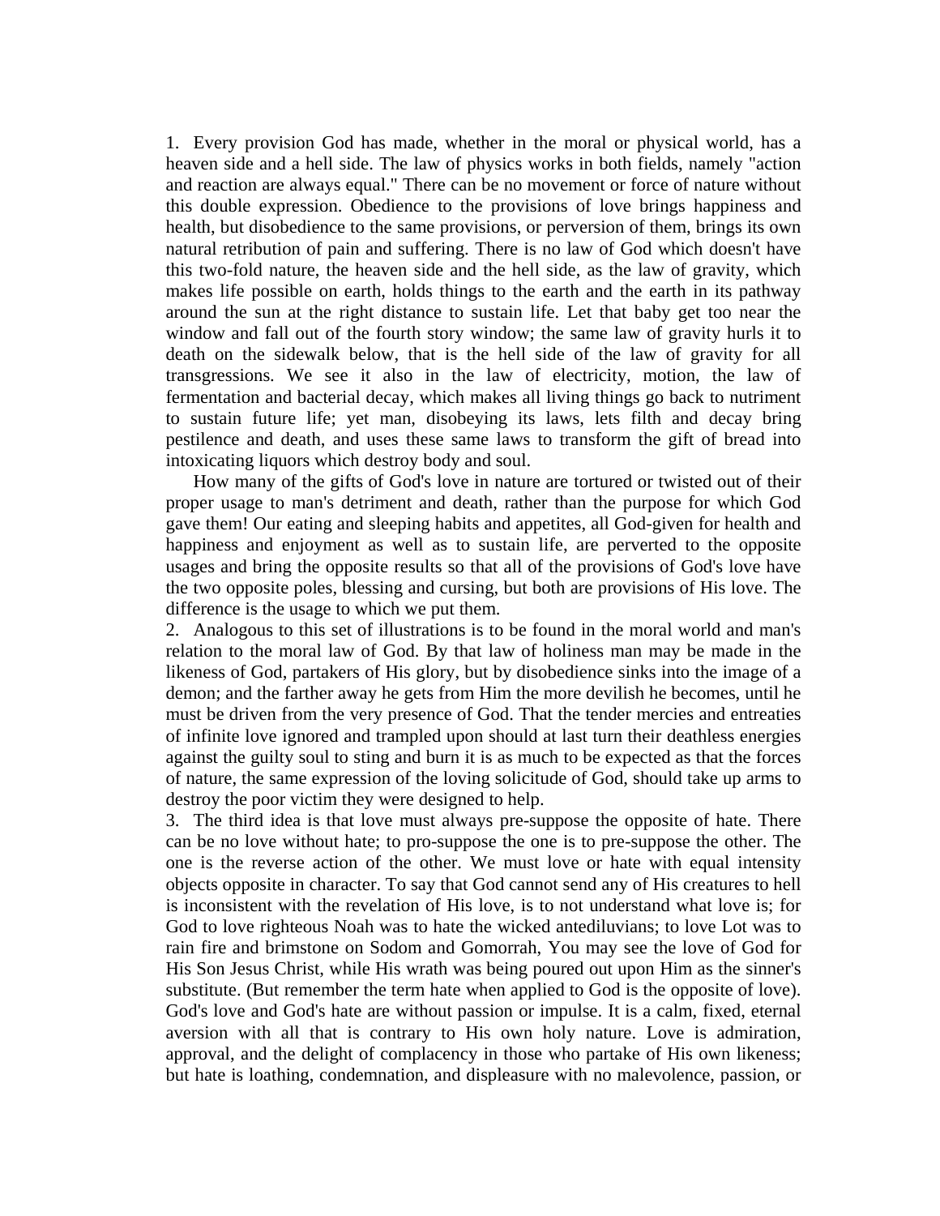1. Every provision God has made, whether in the moral or physical world, has a heaven side and a hell side. The law of physics works in both fields, namely "action and reaction are always equal." There can be no movement or force of nature without this double expression. Obedience to the provisions of love brings happiness and health, but disobedience to the same provisions, or perversion of them, brings its own natural retribution of pain and suffering. There is no law of God which doesn't have this two-fold nature, the heaven side and the hell side, as the law of gravity, which makes life possible on earth, holds things to the earth and the earth in its pathway around the sun at the right distance to sustain life. Let that baby get too near the window and fall out of the fourth story window; the same law of gravity hurls it to death on the sidewalk below, that is the hell side of the law of gravity for all transgressions. We see it also in the law of electricity, motion, the law of fermentation and bacterial decay, which makes all living things go back to nutriment to sustain future life; yet man, disobeying its laws, lets filth and decay bring pestilence and death, and uses these same laws to transform the gift of bread into intoxicating liquors which destroy body and soul.

How many of the gifts of God's love in nature are tortured or twisted out of their proper usage to man's detriment and death, rather than the purpose for which God gave them! Our eating and sleeping habits and appetites, all God-given for health and happiness and enjoyment as well as to sustain life, are perverted to the opposite usages and bring the opposite results so that all of the provisions of God's love have the two opposite poles, blessing and cursing, but both are provisions of His love. The difference is the usage to which we put them.

2. Analogous to this set of illustrations is to be found in the moral world and man's relation to the moral law of God. By that law of holiness man may be made in the likeness of God, partakers of His glory, but by disobedience sinks into the image of a demon; and the farther away he gets from Him the more devilish he becomes, until he must be driven from the very presence of God. That the tender mercies and entreaties of infinite love ignored and trampled upon should at last turn their deathless energies against the guilty soul to sting and burn it is as much to be expected as that the forces of nature, the same expression of the loving solicitude of God, should take up arms to destroy the poor victim they were designed to help.

3. The third idea is that love must always pre-suppose the opposite of hate. There can be no love without hate; to pro-suppose the one is to pre-suppose the other. The one is the reverse action of the other. We must love or hate with equal intensity objects opposite in character. To say that God cannot send any of His creatures to hell is inconsistent with the revelation of His love, is to not understand what love is; for God to love righteous Noah was to hate the wicked antediluvians; to love Lot was to rain fire and brimstone on Sodom and Gomorrah, You may see the love of God for His Son Jesus Christ, while His wrath was being poured out upon Him as the sinner's substitute. (But remember the term hate when applied to God is the opposite of love). God's love and God's hate are without passion or impulse. It is a calm, fixed, eternal aversion with all that is contrary to His own holy nature. Love is admiration, approval, and the delight of complacency in those who partake of His own likeness; but hate is loathing, condemnation, and displeasure with no malevolence, passion, or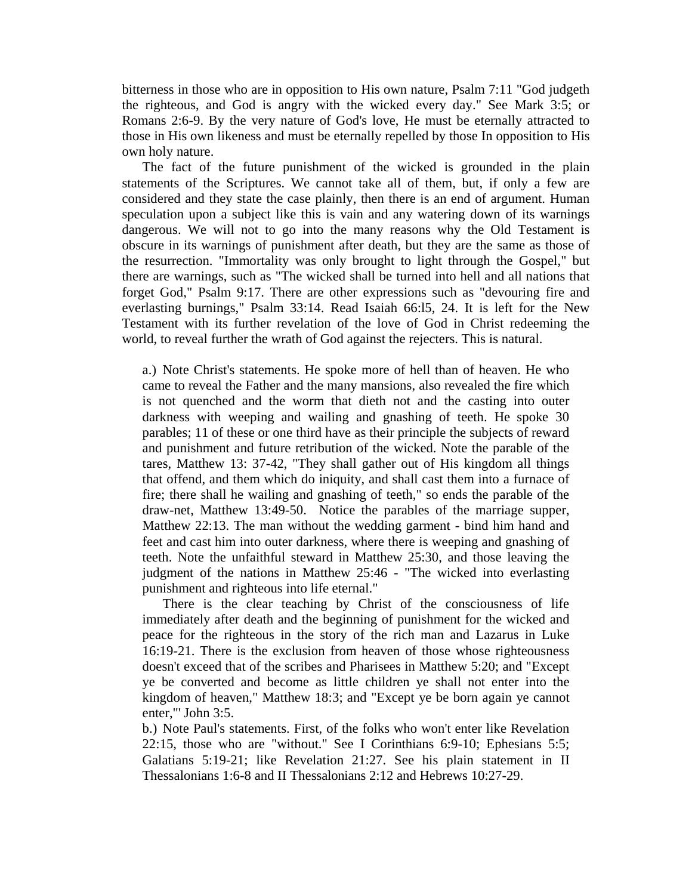bitterness in those who are in opposition to His own nature, Psalm 7:11 "God judgeth the righteous, and God is angry with the wicked every day." See Mark 3:5; or Romans 2:6-9. By the very nature of God's love, He must be eternally attracted to those in His own likeness and must be eternally repelled by those In opposition to His own holy nature.

The fact of the future punishment of the wicked is grounded in the plain statements of the Scriptures. We cannot take all of them, but, if only a few are considered and they state the case plainly, then there is an end of argument. Human speculation upon a subject like this is vain and any watering down of its warnings dangerous. We will not to go into the many reasons why the Old Testament is obscure in its warnings of punishment after death, but they are the same as those of the resurrection. "Immortality was only brought to light through the Gospel," but there are warnings, such as "The wicked shall be turned into hell and all nations that forget God," Psalm 9:17. There are other expressions such as "devouring fire and everlasting burnings," Psalm 33:14. Read Isaiah 66:l5, 24. It is left for the New Testament with its further revelation of the love of God in Christ redeeming the world, to reveal further the wrath of God against the rejecters. This is natural.

a.) Note Christ's statements. He spoke more of hell than of heaven. He who came to reveal the Father and the many mansions, also revealed the fire which is not quenched and the worm that dieth not and the casting into outer darkness with weeping and wailing and gnashing of teeth. He spoke 30 parables; 11 of these or one third have as their principle the subjects of reward and punishment and future retribution of the wicked. Note the parable of the tares, Matthew 13: 37-42, "They shall gather out of His kingdom all things that offend, and them which do iniquity, and shall cast them into a furnace of fire; there shall he wailing and gnashing of teeth," so ends the parable of the draw-net, Matthew 13:49-50. Notice the parables of the marriage supper, Matthew 22:13. The man without the wedding garment - bind him hand and feet and cast him into outer darkness, where there is weeping and gnashing of teeth. Note the unfaithful steward in Matthew 25:30, and those leaving the judgment of the nations in Matthew 25:46 - "The wicked into everlasting punishment and righteous into life eternal."

There is the clear teaching by Christ of the consciousness of life immediately after death and the beginning of punishment for the wicked and peace for the righteous in the story of the rich man and Lazarus in Luke 16:19-21. There is the exclusion from heaven of those whose righteousness doesn't exceed that of the scribes and Pharisees in Matthew 5:20; and "Except ye be converted and become as little children ye shall not enter into the kingdom of heaven," Matthew 18:3; and "Except ye be born again ye cannot enter,"' John 3:5.

b.) Note Paul's statements. First, of the folks who won't enter like Revelation 22:15, those who are "without." See I Corinthians 6:9-10; Ephesians 5:5; Galatians 5:19-21; like Revelation 21:27. See his plain statement in II Thessalonians 1:6-8 and II Thessalonians 2:12 and Hebrews 10:27-29.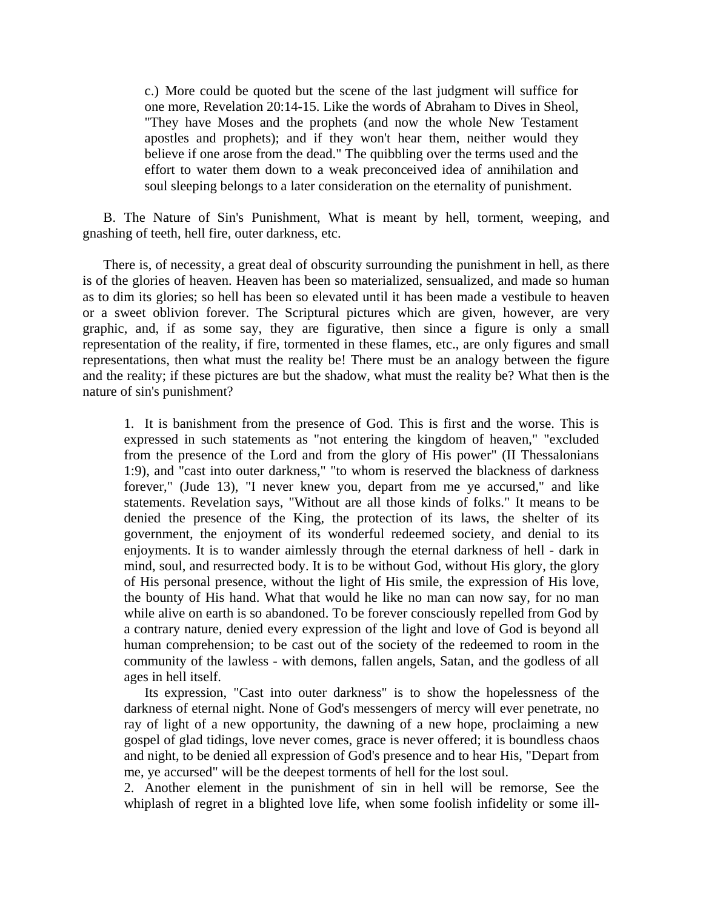c.) More could be quoted but the scene of the last judgment will suffice for one more, Revelation 20:14-15. Like the words of Abraham to Dives in Sheol, "They have Moses and the prophets (and now the whole New Testament apostles and prophets); and if they won't hear them, neither would they believe if one arose from the dead." The quibbling over the terms used and the effort to water them down to a weak preconceived idea of annihilation and soul sleeping belongs to a later consideration on the eternality of punishment.

B. The Nature of Sin's Punishment, What is meant by hell, torment, weeping, and gnashing of teeth, hell fire, outer darkness, etc.

There is, of necessity, a great deal of obscurity surrounding the punishment in hell, as there is of the glories of heaven. Heaven has been so materialized, sensualized, and made so human as to dim its glories; so hell has been so elevated until it has been made a vestibule to heaven or a sweet oblivion forever. The Scriptural pictures which are given, however, are very graphic, and, if as some say, they are figurative, then since a figure is only a small representation of the reality, if fire, tormented in these flames, etc., are only figures and small representations, then what must the reality be! There must be an analogy between the figure and the reality; if these pictures are but the shadow, what must the reality be? What then is the nature of sin's punishment?

1. It is banishment from the presence of God. This is first and the worse. This is expressed in such statements as "not entering the kingdom of heaven," "excluded from the presence of the Lord and from the glory of His power" (II Thessalonians 1:9), and "cast into outer darkness," "to whom is reserved the blackness of darkness forever," (Jude 13), "I never knew you, depart from me ye accursed," and like statements. Revelation says, "Without are all those kinds of folks." It means to be denied the presence of the King, the protection of its laws, the shelter of its government, the enjoyment of its wonderful redeemed society, and denial to its enjoyments. It is to wander aimlessly through the eternal darkness of hell - dark in mind, soul, and resurrected body. It is to be without God, without His glory, the glory of His personal presence, without the light of His smile, the expression of His love, the bounty of His hand. What that would he like no man can now say, for no man while alive on earth is so abandoned. To be forever consciously repelled from God by a contrary nature, denied every expression of the light and love of God is beyond all human comprehension; to be cast out of the society of the redeemed to room in the community of the lawless - with demons, fallen angels, Satan, and the godless of all ages in hell itself.

Its expression, "Cast into outer darkness" is to show the hopelessness of the darkness of eternal night. None of God's messengers of mercy will ever penetrate, no ray of light of a new opportunity, the dawning of a new hope, proclaiming a new gospel of glad tidings, love never comes, grace is never offered; it is boundless chaos and night, to be denied all expression of God's presence and to hear His, "Depart from me, ye accursed" will be the deepest torments of hell for the lost soul.

2. Another element in the punishment of sin in hell will be remorse, See the whiplash of regret in a blighted love life, when some foolish infidelity or some ill-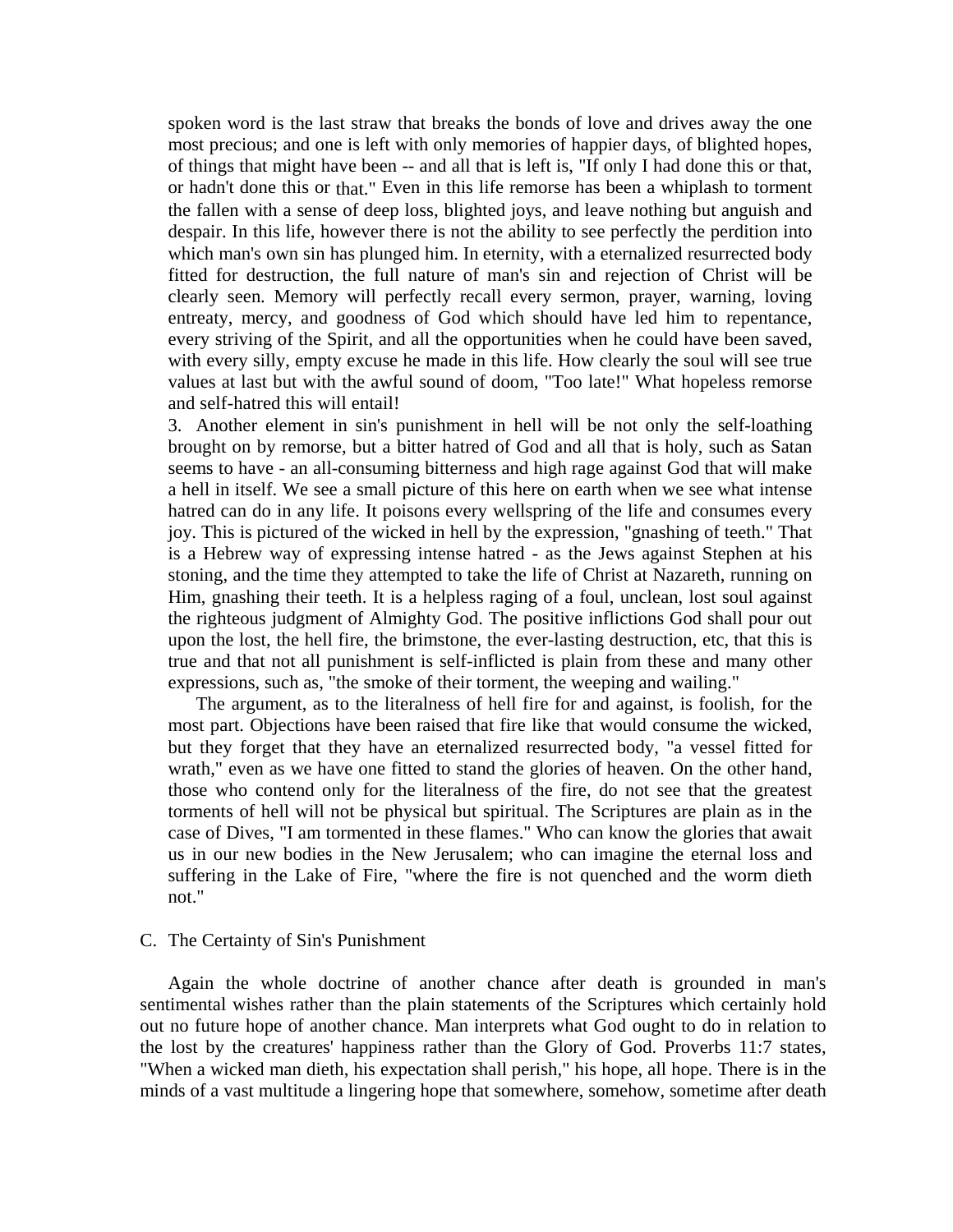spoken word is the last straw that breaks the bonds of love and drives away the one most precious; and one is left with only memories of happier days, of blighted hopes, of things that might have been -- and all that is left is, "If only I had done this or that, or hadn't done this or that." Even in this life remorse has been a whiplash to torment the fallen with a sense of deep loss, blighted joys, and leave nothing but anguish and despair. In this life, however there is not the ability to see perfectly the perdition into which man's own sin has plunged him. In eternity, with a eternalized resurrected body fitted for destruction, the full nature of man's sin and rejection of Christ will be clearly seen. Memory will perfectly recall every sermon, prayer, warning, loving entreaty, mercy, and goodness of God which should have led him to repentance, every striving of the Spirit, and all the opportunities when he could have been saved, with every silly, empty excuse he made in this life. How clearly the soul will see true values at last but with the awful sound of doom, "Too late!" What hopeless remorse and self-hatred this will entail!

3. Another element in sin's punishment in hell will be not only the self-loathing brought on by remorse, but a bitter hatred of God and all that is holy, such as Satan seems to have - an all-consuming bitterness and high rage against God that will make a hell in itself. We see a small picture of this here on earth when we see what intense hatred can do in any life. It poisons every wellspring of the life and consumes every joy. This is pictured of the wicked in hell by the expression, "gnashing of teeth." That is a Hebrew way of expressing intense hatred - as the Jews against Stephen at his stoning, and the time they attempted to take the life of Christ at Nazareth, running on Him, gnashing their teeth. It is a helpless raging of a foul, unclean, lost soul against the righteous judgment of Almighty God. The positive inflictions God shall pour out upon the lost, the hell fire, the brimstone, the ever-lasting destruction, etc, that this is true and that not all punishment is self-inflicted is plain from these and many other expressions, such as, "the smoke of their torment, the weeping and wailing."

The argument, as to the literalness of hell fire for and against, is foolish, for the most part. Objections have been raised that fire like that would consume the wicked, but they forget that they have an eternalized resurrected body, "a vessel fitted for wrath," even as we have one fitted to stand the glories of heaven. On the other hand, those who contend only for the literalness of the fire, do not see that the greatest torments of hell will not be physical but spiritual. The Scriptures are plain as in the case of Dives, "I am tormented in these flames." Who can know the glories that await us in our new bodies in the New Jerusalem; who can imagine the eternal loss and suffering in the Lake of Fire, "where the fire is not quenched and the worm dieth not."

C. The Certainty of Sin's Punishment

Again the whole doctrine of another chance after death is grounded in man's sentimental wishes rather than the plain statements of the Scriptures which certainly hold out no future hope of another chance. Man interprets what God ought to do in relation to the lost by the creatures' happiness rather than the Glory of God. Proverbs 11:7 states, "When a wicked man dieth, his expectation shall perish," his hope, all hope. There is in the minds of a vast multitude a lingering hope that somewhere, somehow, sometime after death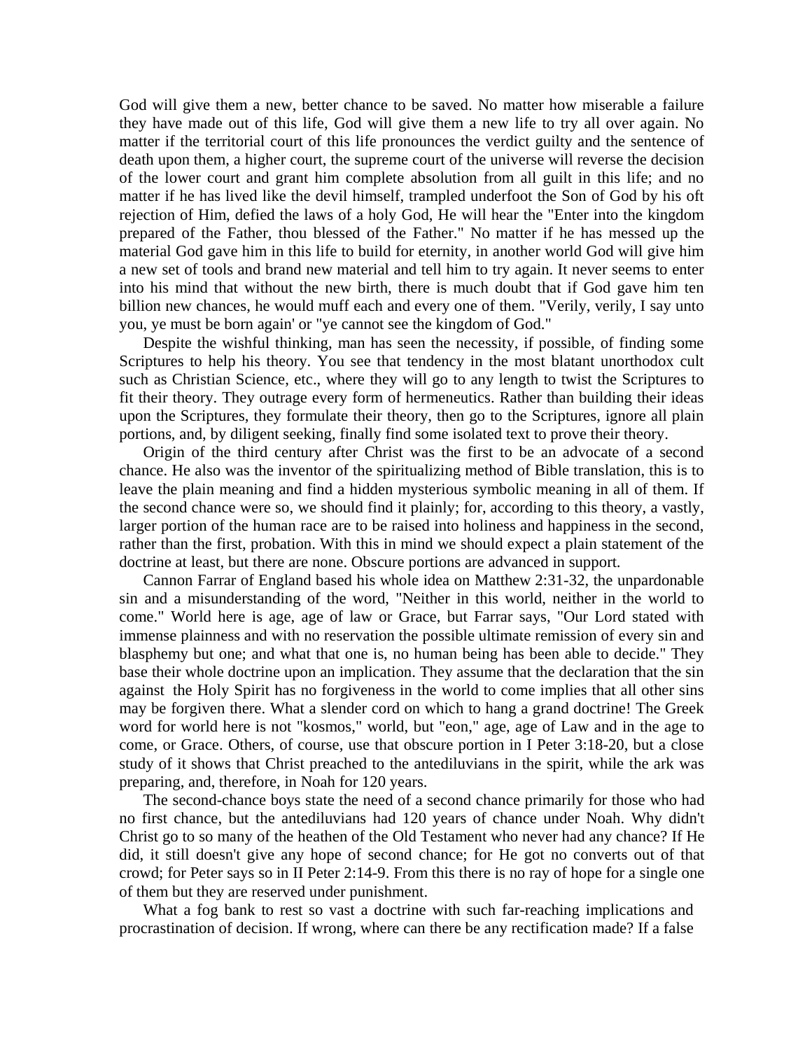God will give them a new, better chance to be saved. No matter how miserable a failure they have made out of this life, God will give them a new life to try all over again. No matter if the territorial court of this life pronounces the verdict guilty and the sentence of death upon them, a higher court, the supreme court of the universe will reverse the decision of the lower court and grant him complete absolution from all guilt in this life; and no matter if he has lived like the devil himself, trampled underfoot the Son of God by his oft rejection of Him, defied the laws of a holy God, He will hear the "Enter into the kingdom prepared of the Father, thou blessed of the Father." No matter if he has messed up the material God gave him in this life to build for eternity, in another world God will give him a new set of tools and brand new material and tell him to try again. It never seems to enter into his mind that without the new birth, there is much doubt that if God gave him ten billion new chances, he would muff each and every one of them. "Verily, verily, I say unto you, ye must be born again' or "ye cannot see the kingdom of God."

Despite the wishful thinking, man has seen the necessity, if possible, of finding some Scriptures to help his theory. You see that tendency in the most blatant unorthodox cult such as Christian Science, etc., where they will go to any length to twist the Scriptures to fit their theory. They outrage every form of hermeneutics. Rather than building their ideas upon the Scriptures, they formulate their theory, then go to the Scriptures, ignore all plain portions, and, by diligent seeking, finally find some isolated text to prove their theory.

Origin of the third century after Christ was the first to be an advocate of a second chance. He also was the inventor of the spiritualizing method of Bible translation, this is to leave the plain meaning and find a hidden mysterious symbolic meaning in all of them. If the second chance were so, we should find it plainly; for, according to this theory, a vastly, larger portion of the human race are to be raised into holiness and happiness in the second, rather than the first, probation. With this in mind we should expect a plain statement of the doctrine at least, but there are none. Obscure portions are advanced in support.

Cannon Farrar of England based his whole idea on Matthew 2:31-32, the unpardonable sin and a misunderstanding of the word, "Neither in this world, neither in the world to come." World here is age, age of law or Grace, but Farrar says, "Our Lord stated with immense plainness and with no reservation the possible ultimate remission of every sin and blasphemy but one; and what that one is, no human being has been able to decide." They base their whole doctrine upon an implication. They assume that the declaration that the sin against the Holy Spirit has no forgiveness in the world to come implies that all other sins may be forgiven there. What a slender cord on which to hang a grand doctrine! The Greek word for world here is not "kosmos," world, but "eon," age, age of Law and in the age to come, or Grace. Others, of course, use that obscure portion in I Peter 3:18-20, but a close study of it shows that Christ preached to the antediluvians in the spirit, while the ark was preparing, and, therefore, in Noah for 120 years.

The second-chance boys state the need of a second chance primarily for those who had no first chance, but the antediluvians had 120 years of chance under Noah. Why didn't Christ go to so many of the heathen of the Old Testament who never had any chance? If He did, it still doesn't give any hope of second chance; for He got no converts out of that crowd; for Peter says so in II Peter 2:14-9. From this there is no ray of hope for a single one of them but they are reserved under punishment.

What a fog bank to rest so vast a doctrine with such far-reaching implications and procrastination of decision. If wrong, where can there be any rectification made? If a false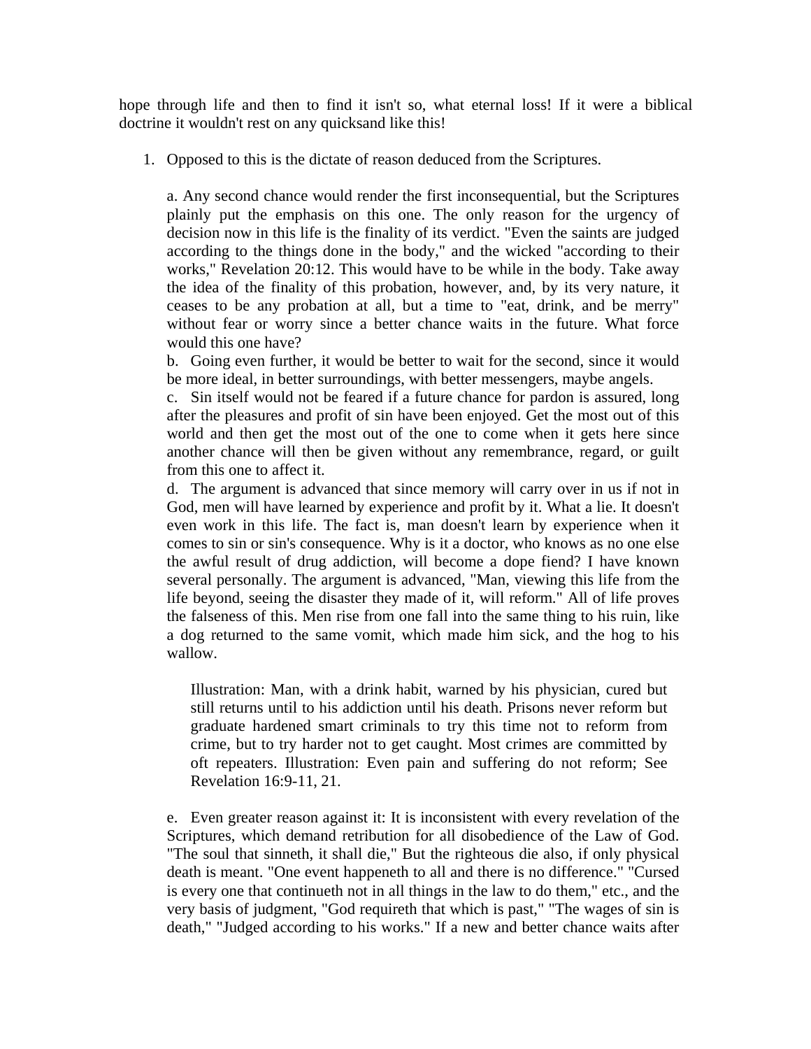hope through life and then to find it isn't so, what eternal loss! If it were a biblical doctrine it wouldn't rest on any quicksand like this!

1. Opposed to this is the dictate of reason deduced from the Scriptures.

   a. Any second chance would render the first inconsequential, but the Scriptures plainly put the emphasis on this one. The only reason for the urgency of decision now in this life is the finality of its verdict. "Even the saints are judged according to the things done in the body," and the wicked "according to their works," Revelation 20:12. This would have to be while in the body. Take away the idea of the finality of this probation, however, and, by its very nature, it ceases to be any probation at all, but a time to "eat, drink, and be merry" without fear or worry since a better chance waits in the future. What force would this one have?

   b. Going even further, it would be better to wait for the second, since it would be more ideal, in better surroundings, with better messengers, maybe angels.

   c. Sin itself would not be feared if a future chance for pardon is assured, long after the pleasures and profit of sin have been enjoyed. Get the most out of this world and then get the most out of the one to come when it gets here since another chance will then be given without any remembrance, regard, or guilt from this one to affect it.

   d. The argument is advanced that since memory will carry over in us if not in God, men will have learned by experience and profit by it. What a lie. It doesn't even work in this life. The fact is, man doesn't learn by experience when it comes to sin or sin's consequence. Why is it a doctor, who knows as no one else the awful result of drug addiction, will become a dope fiend? I have known several personally. The argument is advanced, "Man, viewing this life from the life beyond, seeing the disaster they made of it, will reform." All of life proves the falseness of this. Men rise from one fall into the same thing to his ruin, like a dog returned to the same vomit, which made him sick, and the hog to his wallow.

      Illustration: Man, with a drink habit, warned by his physician, cured but still returns until to his addiction until his death. Prisons never reform but graduate hardened smart criminals to try this time not to reform from crime, but to try harder not to get caught. Most crimes are committed by oft repeaters. Illustration: Even pain and suffering do not reform; See Revelation 16:9-11, 21.

   e. Even greater reason against it: It is inconsistent with every revelation of the Scriptures, which demand retribution for all disobedience of the Law of God. "The soul that sinneth, it shall die," But the righteous die also, if only physical death is meant. "One event happeneth to all and there is no difference." "Cursed is every one that continueth not in all things in the law to do them," etc., and the very basis of judgment, "God requireth that which is past," "The wages of sin is death," "Judged according to his works." If a new and better chance waits after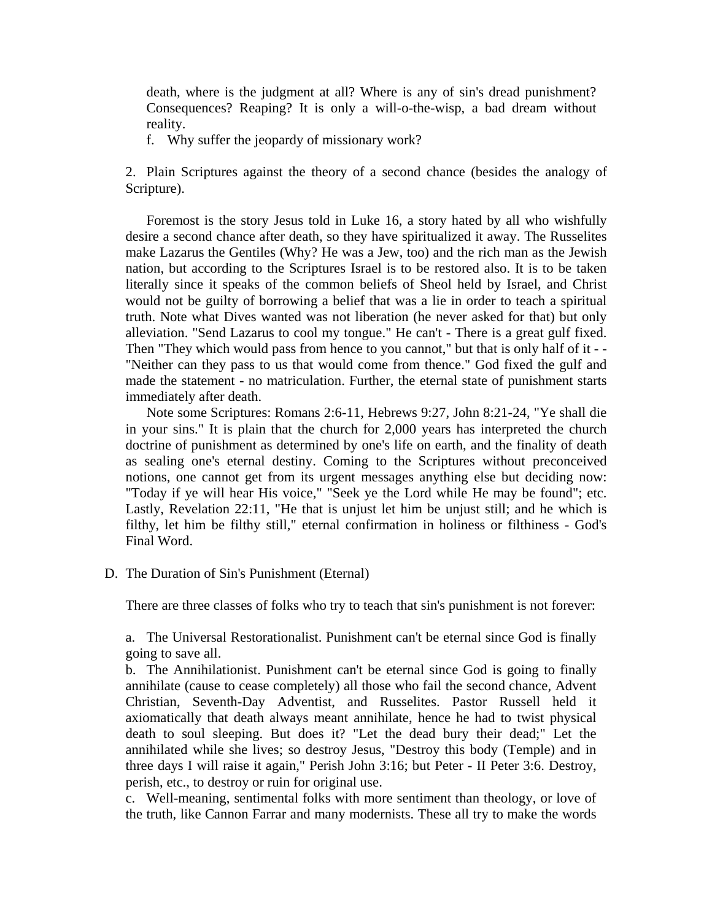death, where is the judgment at all? Where is any of sin's dread punishment? Consequences? Reaping? It is only a will-o-the-wisp, a bad dream without reality.

f. Why suffer the jeopardy of missionary work?

2. Plain Scriptures against the theory of a second chance (besides the analogy of Scripture).

Foremost is the story Jesus told in Luke 16, a story hated by all who wishfully desire a second chance after death, so they have spiritualized it away. The Russelites make Lazarus the Gentiles (Why? He was a Jew, too) and the rich man as the Jewish nation, but according to the Scriptures Israel is to be restored also. It is to be taken literally since it speaks of the common beliefs of Sheol held by Israel, and Christ would not be guilty of borrowing a belief that was a lie in order to teach a spiritual truth. Note what Dives wanted was not liberation (he never asked for that) but only alleviation. "Send Lazarus to cool my tongue." He can't - There is a great gulf fixed. Then "They which would pass from hence to you cannot," but that is only half of it - - "Neither can they pass to us that would come from thence." God fixed the gulf and made the statement - no matriculation. Further, the eternal state of punishment starts immediately after death.

Note some Scriptures: Romans 2:6-11, Hebrews 9:27, John 8:21-24, "Ye shall die in your sins." It is plain that the church for 2,000 years has interpreted the church doctrine of punishment as determined by one's life on earth, and the finality of death as sealing one's eternal destiny. Coming to the Scriptures without preconceived notions, one cannot get from its urgent messages anything else but deciding now: "Today if ye will hear His voice," "Seek ye the Lord while He may be found"; etc. Lastly, Revelation 22:11, "He that is unjust let him be unjust still; and he which is filthy, let him be filthy still," eternal confirmation in holiness or filthiness - God's Final Word.

D. The Duration of Sin's Punishment (Eternal)

There are three classes of folks who try to teach that sin's punishment is not forever:

a. The Universal Restorationalist. Punishment can't be eternal since God is finally going to save all.

b. The Annihilationist. Punishment can't be eternal since God is going to finally annihilate (cause to cease completely) all those who fail the second chance, Advent Christian, Seventh-Day Adventist, and Russelites. Pastor Russell held it axiomatically that death always meant annihilate, hence he had to twist physical death to soul sleeping. But does it? "Let the dead bury their dead;" Let the annihilated while she lives; so destroy Jesus, "Destroy this body (Temple) and in three days I will raise it again," Perish John 3:16; but Peter - II Peter 3:6. Destroy, perish, etc., to destroy or ruin for original use.

c. Well-meaning, sentimental folks with more sentiment than theology, or love of the truth, like Cannon Farrar and many modernists. These all try to make the words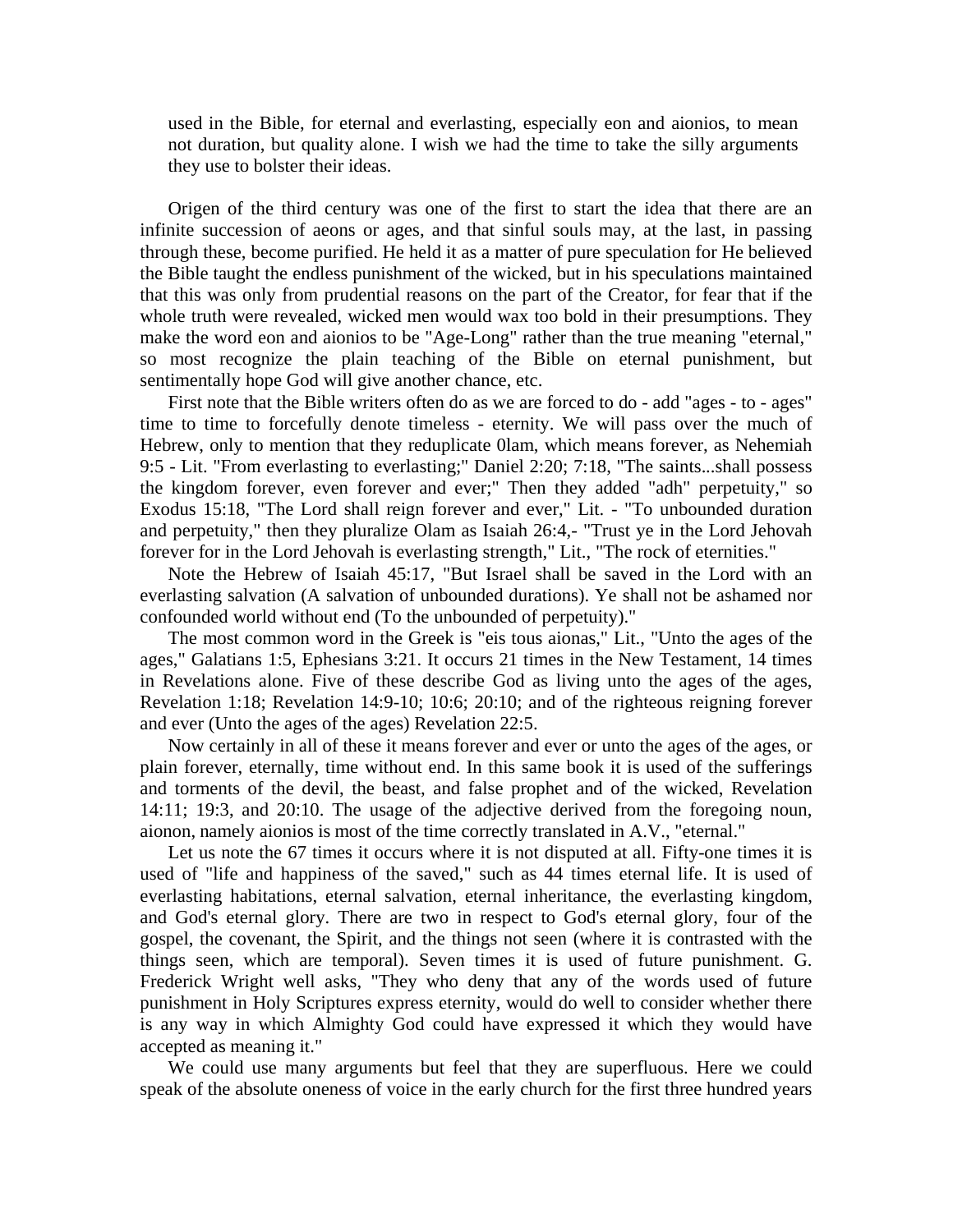used in the Bible, for eternal and everlasting, especially eon and aionios, to mean not duration, but quality alone. I wish we had the time to take the silly arguments they use to bolster their ideas.

Origen of the third century was one of the first to start the idea that there are an infinite succession of aeons or ages, and that sinful souls may, at the last, in passing through these, become purified. He held it as a matter of pure speculation for He believed the Bible taught the endless punishment of the wicked, but in his speculations maintained that this was only from prudential reasons on the part of the Creator, for fear that if the whole truth were revealed, wicked men would wax too bold in their presumptions. They make the word eon and aionios to be "Age-Long" rather than the true meaning "eternal," so most recognize the plain teaching of the Bible on eternal punishment, but sentimentally hope God will give another chance, etc.

First note that the Bible writers often do as we are forced to do - add "ages - to - ages" time to time to forcefully denote timeless - eternity. We will pass over the much of Hebrew, only to mention that they reduplicate 0lam, which means forever, as Nehemiah 9:5 - Lit. "From everlasting to everlasting;" Daniel 2:20; 7:18, "The saints...shall possess the kingdom forever, even forever and ever;" Then they added "adh" perpetuity," so Exodus 15:18, "The Lord shall reign forever and ever," Lit. - "To unbounded duration and perpetuity," then they pluralize Olam as Isaiah 26:4,- "Trust ye in the Lord Jehovah forever for in the Lord Jehovah is everlasting strength," Lit., "The rock of eternities."

Note the Hebrew of Isaiah 45:17, "But Israel shall be saved in the Lord with an everlasting salvation (A salvation of unbounded durations). Ye shall not be ashamed nor confounded world without end (To the unbounded of perpetuity)."

The most common word in the Greek is "eis tous aionas," Lit., "Unto the ages of the ages," Galatians 1:5, Ephesians 3:21. It occurs 21 times in the New Testament, 14 times in Revelations alone. Five of these describe God as living unto the ages of the ages, Revelation 1:18; Revelation 14:9-10; 10:6; 20:10; and of the righteous reigning forever and ever (Unto the ages of the ages) Revelation 22:5.

Now certainly in all of these it means forever and ever or unto the ages of the ages, or plain forever, eternally, time without end. In this same book it is used of the sufferings and torments of the devil, the beast, and false prophet and of the wicked, Revelation 14:11; 19:3, and 20:10. The usage of the adjective derived from the foregoing noun, aionon, namely aionios is most of the time correctly translated in A.V., "eternal."

Let us note the 67 times it occurs where it is not disputed at all. Fifty-one times it is used of "life and happiness of the saved," such as 44 times eternal life. It is used of everlasting habitations, eternal salvation, eternal inheritance, the everlasting kingdom, and God's eternal glory. There are two in respect to God's eternal glory, four of the gospel, the covenant, the Spirit, and the things not seen (where it is contrasted with the things seen, which are temporal). Seven times it is used of future punishment. G. Frederick Wright well asks, "They who deny that any of the words used of future punishment in Holy Scriptures express eternity, would do well to consider whether there is any way in which Almighty God could have expressed it which they would have accepted as meaning it."

We could use many arguments but feel that they are superfluous. Here we could speak of the absolute oneness of voice in the early church for the first three hundred years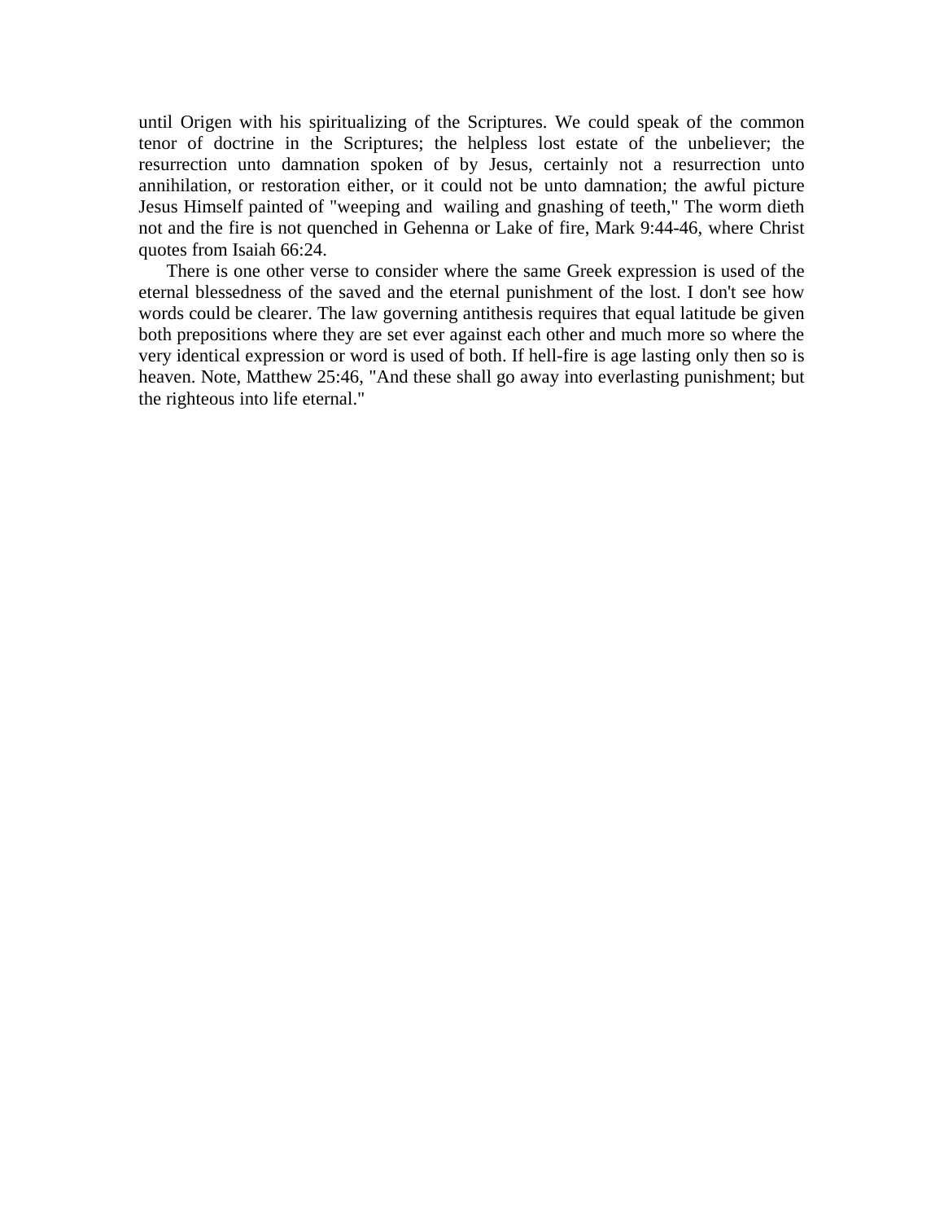until Origen with his spiritualizing of the Scriptures. We could speak of the common tenor of doctrine in the Scriptures; the helpless lost estate of the unbeliever; the resurrection unto damnation spoken of by Jesus, certainly not a resurrection unto annihilation, or restoration either, or it could not be unto damnation; the awful picture Jesus Himself painted of "weeping and wailing and gnashing of teeth," The worm dieth not and the fire is not quenched in Gehenna or Lake of fire, Mark 9:44-46, where Christ quotes from Isaiah 66:24.

There is one other verse to consider where the same Greek expression is used of the eternal blessedness of the saved and the eternal punishment of the lost. I don't see how words could be clearer. The law governing antithesis requires that equal latitude be given both prepositions where they are set ever against each other and much more so where the very identical expression or word is used of both. If hell-fire is age lasting only then so is heaven. Note, Matthew 25:46, "And these shall go away into everlasting punishment; but the righteous into life eternal."